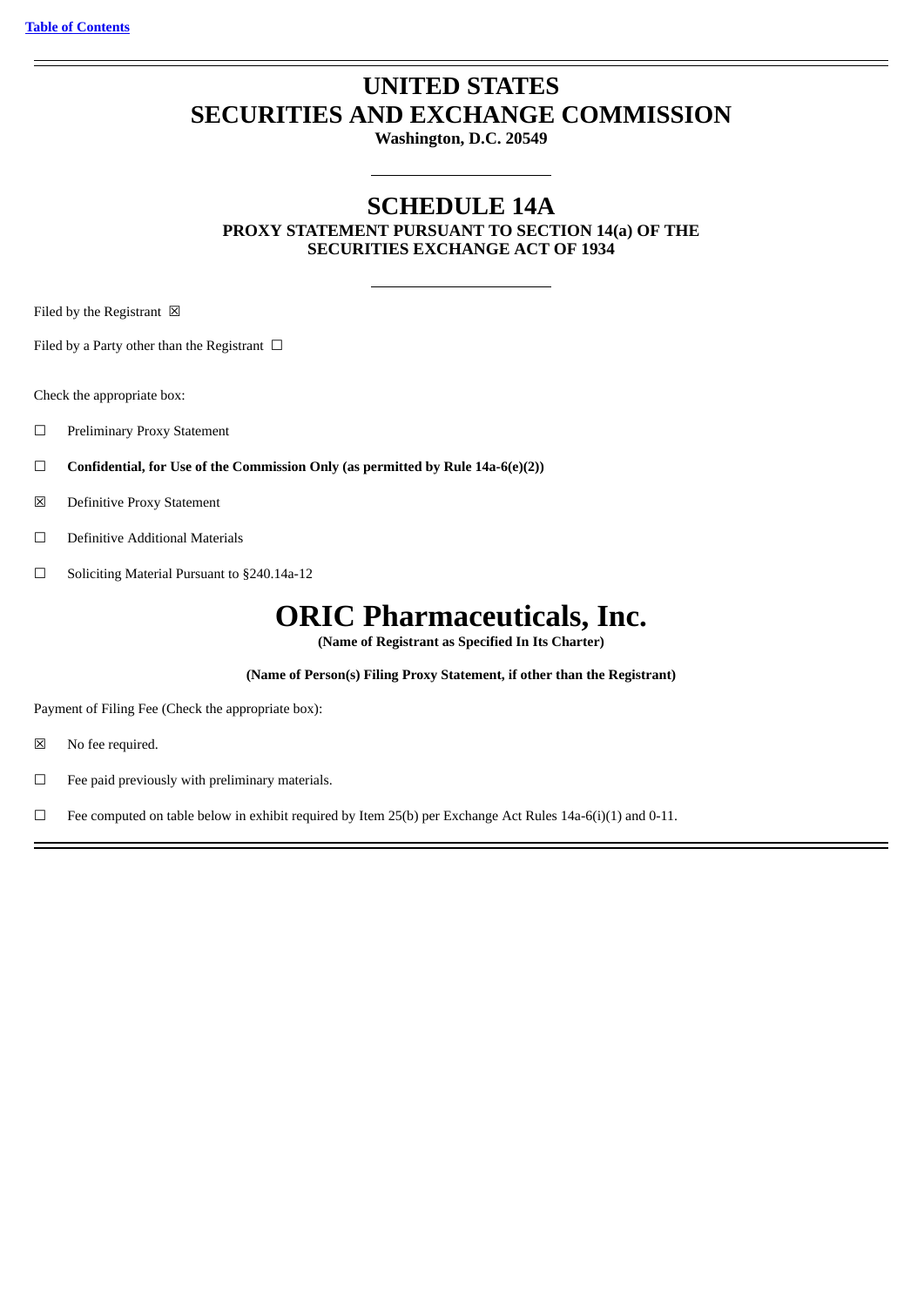[Table of Contents](#)

# UNITED STATES
# SECURITIES AND EXCHANGE COMMISSION

**Washington, D.C. 20549**

## SCHEDULE 14A

**PROXY STATEMENT PURSUANT TO SECTION 14(a) OF THE SECURITIES EXCHANGE ACT OF 1934**

Filed by the Registrant ☒

Filed by a Party other than the Registrant ☐

Check the appropriate box:

☐ Preliminary Proxy Statement

☐ **Confidential, for Use of the Commission Only (as permitted by Rule 14a-6(e)(2))**

☒ Definitive Proxy Statement

☐ Definitive Additional Materials

☐ Soliciting Material Pursuant to §240.14a-12

# ORIC Pharmaceuticals, Inc.

**(Name of Registrant as Specified In Its Charter)**

**(Name of Person(s) Filing Proxy Statement, if other than the Registrant)**

Payment of Filing Fee (Check the appropriate box):

☒ No fee required.

☐ Fee paid previously with preliminary materials.

☐ Fee computed on table below in exhibit required by Item 25(b) per Exchange Act Rules 14a-6(i)(1) and 0-11.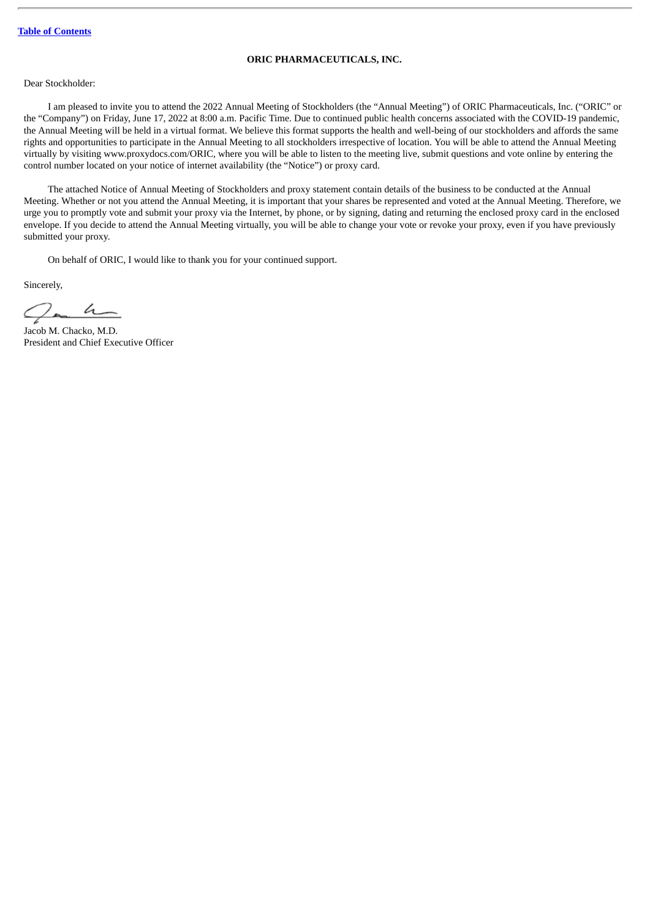**ORIC PHARMACEUTICALS, INC.**

Dear Stockholder:

I am pleased to invite you to attend the 2022 Annual Meeting of Stockholders (the "Annual Meeting") of ORIC Pharmaceuticals, Inc. ("ORIC" or the "Company") on Friday, June 17, 2022 at 8:00 a.m. Pacific Time. Due to continued public health concerns associated with the COVID-19 pandemic, the Annual Meeting will be held in a virtual format. We believe this format supports the health and well-being of our stockholders and affords the same rights and opportunities to participate in the Annual Meeting to all stockholders irrespective of location. You will be able to attend the Annual Meeting virtually by visiting www.proxydocs.com/ORIC, where you will be able to listen to the meeting live, submit questions and vote online by entering the control number located on your notice of internet availability (the "Notice") or proxy card.

The attached Notice of Annual Meeting of Stockholders and proxy statement contain details of the business to be conducted at the Annual Meeting. Whether or not you attend the Annual Meeting, it is important that your shares be represented and voted at the Annual Meeting. Therefore, we urge you to promptly vote and submit your proxy via the Internet, by phone, or by signing, dating and returning the enclosed proxy card in the enclosed envelope. If you decide to attend the Annual Meeting virtually, you will be able to change your vote or revoke your proxy, even if you have previously submitted your proxy.

On behalf of ORIC, I would like to thank you for your continued support.

Sincerely,

Jacob M. Chacko, M.D.
President and Chief Executive Officer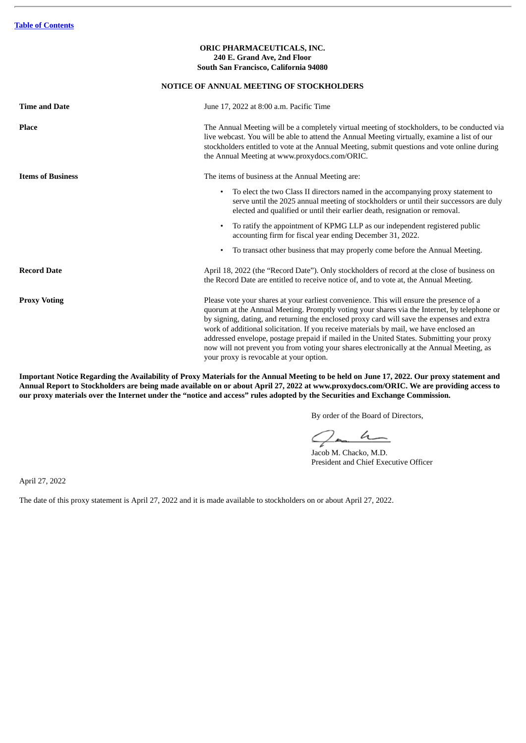**ORIC PHARMACEUTICALS, INC.**
**240 E. Grand Ave, 2nd Floor**
**South San Francisco, California 94080**

**NOTICE OF ANNUAL MEETING OF STOCKHOLDERS**

| | |
|---|---|
| **Time and Date** | June 17, 2022 at 8:00 a.m. Pacific Time |
| **Place** | The Annual Meeting will be a completely virtual meeting of stockholders, to be conducted via live webcast. You will be able to attend the Annual Meeting virtually, examine a list of our stockholders entitled to vote at the Annual Meeting, submit questions and vote online during the Annual Meeting at www.proxydocs.com/ORIC. |
| **Items of Business** | The items of business at the Annual Meeting are:<br>• To elect the two Class II directors named in the accompanying proxy statement to serve until the 2025 annual meeting of stockholders or until their successors are duly elected and qualified or until their earlier death, resignation or removal.<br>• To ratify the appointment of KPMG LLP as our independent registered public accounting firm for fiscal year ending December 31, 2022.<br>• To transact other business that may properly come before the Annual Meeting. |
| **Record Date** | April 18, 2022 (the "Record Date"). Only stockholders of record at the close of business on the Record Date are entitled to receive notice of, and to vote at, the Annual Meeting. |
| **Proxy Voting** | Please vote your shares at your earliest convenience. This will ensure the presence of a quorum at the Annual Meeting. Promptly voting your shares via the Internet, by telephone or by signing, dating, and returning the enclosed proxy card will save the expenses and extra work of additional solicitation. If you receive materials by mail, we have enclosed an addressed envelope, postage prepaid if mailed in the United States. Submitting your proxy now will not prevent you from voting your shares electronically at the Annual Meeting, as your proxy is revocable at your option. |

**Important Notice Regarding the Availability of Proxy Materials for the Annual Meeting to be held on June 17, 2022. Our proxy statement and Annual Report to Stockholders are being made available on or about April 27, 2022 at www.proxydocs.com/ORIC. We are providing access to our proxy materials over the Internet under the "notice and access" rules adopted by the Securities and Exchange Commission.**

By order of the Board of Directors,

Jacob M. Chacko, M.D.
President and Chief Executive Officer

April 27, 2022

The date of this proxy statement is April 27, 2022 and it is made available to stockholders on or about April 27, 2022.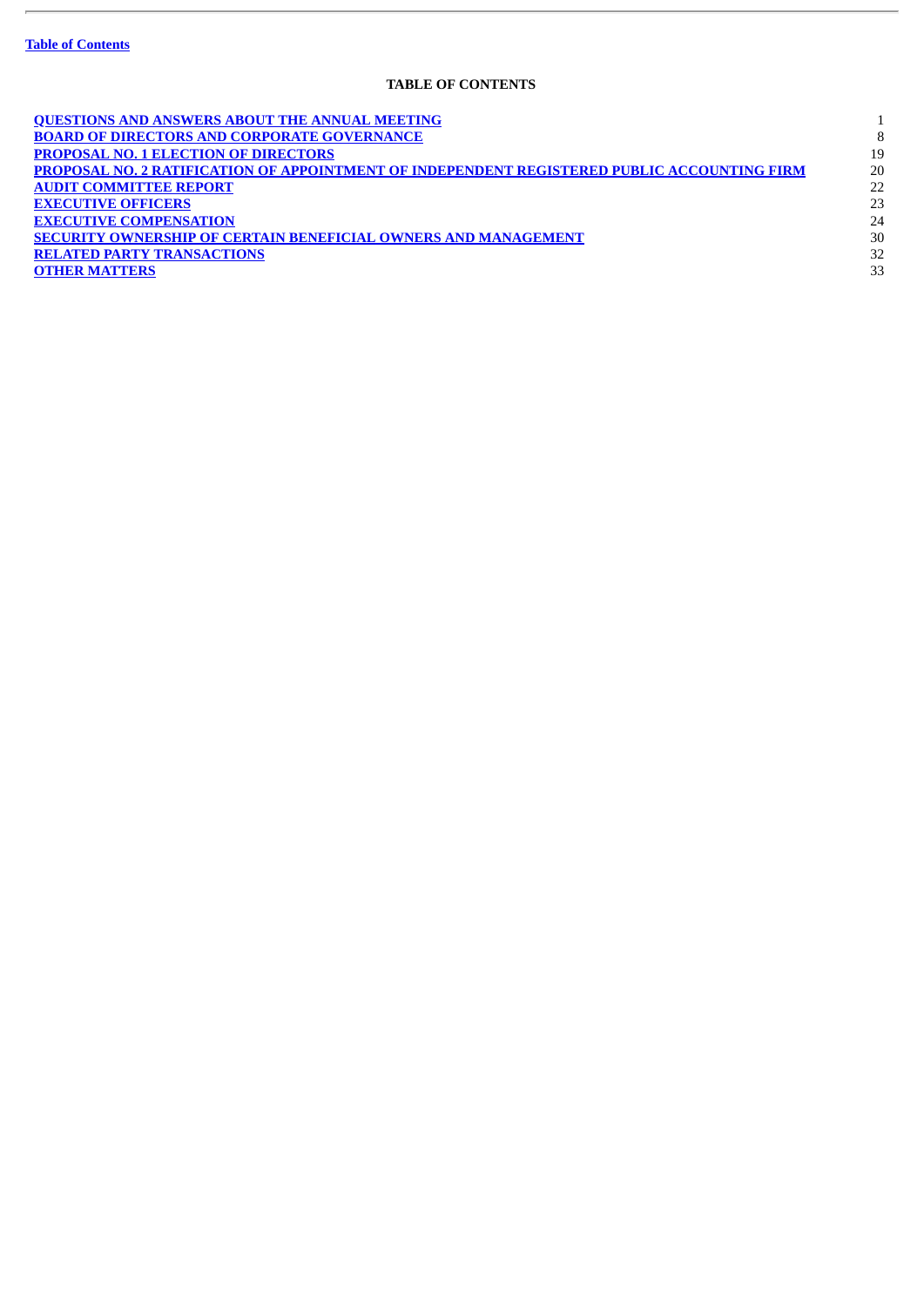Table of Contents

## TABLE OF CONTENTS

| | |
|---|---|
| QUESTIONS AND ANSWERS ABOUT THE ANNUAL MEETING | 1 |
| BOARD OF DIRECTORS AND CORPORATE GOVERNANCE | 8 |
| PROPOSAL NO. 1 ELECTION OF DIRECTORS | 19 |
| PROPOSAL NO. 2 RATIFICATION OF APPOINTMENT OF INDEPENDENT REGISTERED PUBLIC ACCOUNTING FIRM | 20 |
| AUDIT COMMITTEE REPORT | 22 |
| EXECUTIVE OFFICERS | 23 |
| EXECUTIVE COMPENSATION | 24 |
| SECURITY OWNERSHIP OF CERTAIN BENEFICIAL OWNERS AND MANAGEMENT | 30 |
| RELATED PARTY TRANSACTIONS | 32 |
| OTHER MATTERS | 33 |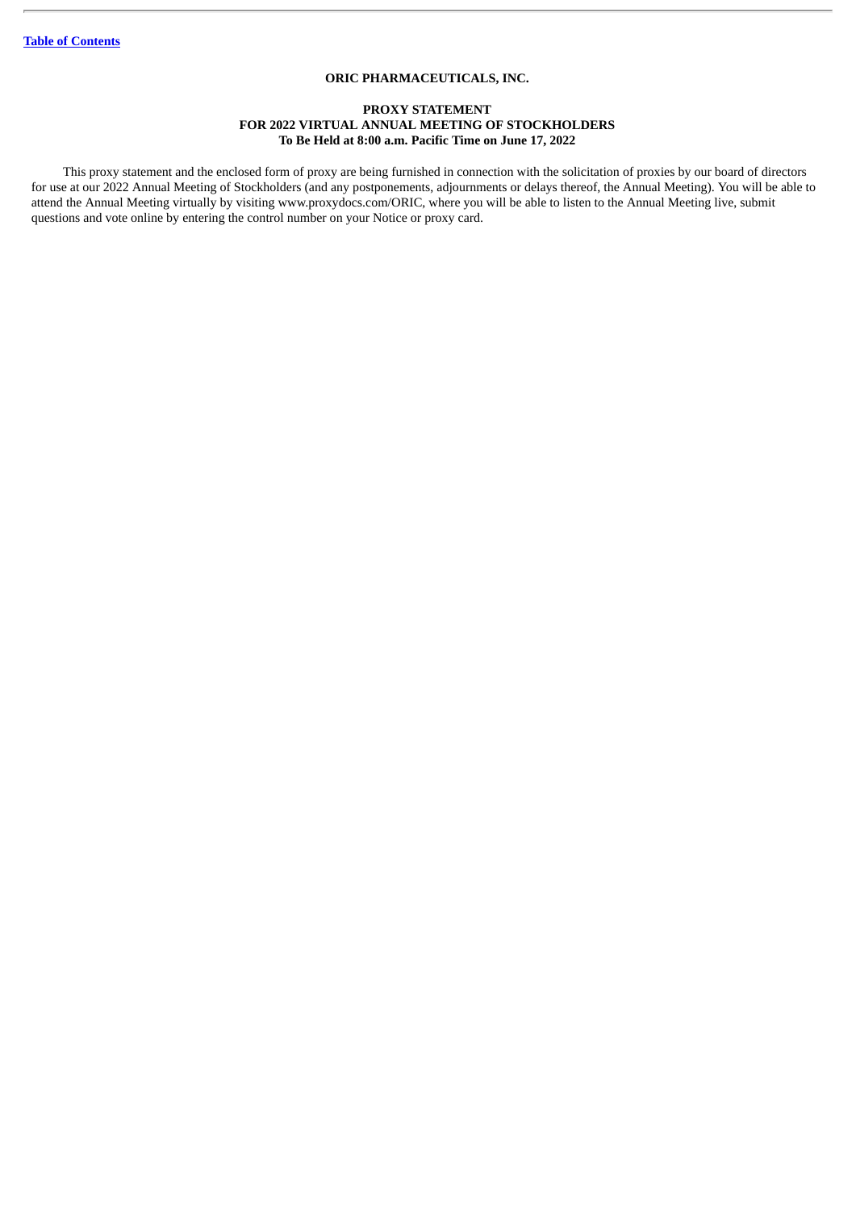**ORIC PHARMACEUTICALS, INC.**

**PROXY STATEMENT**
**FOR 2022 VIRTUAL ANNUAL MEETING OF STOCKHOLDERS**
**To Be Held at 8:00 a.m. Pacific Time on June 17, 2022**

This proxy statement and the enclosed form of proxy are being furnished in connection with the solicitation of proxies by our board of directors for use at our 2022 Annual Meeting of Stockholders (and any postponements, adjournments or delays thereof, the Annual Meeting). You will be able to attend the Annual Meeting virtually by visiting www.proxydocs.com/ORIC, where you will be able to listen to the Annual Meeting live, submit questions and vote online by entering the control number on your Notice or proxy card.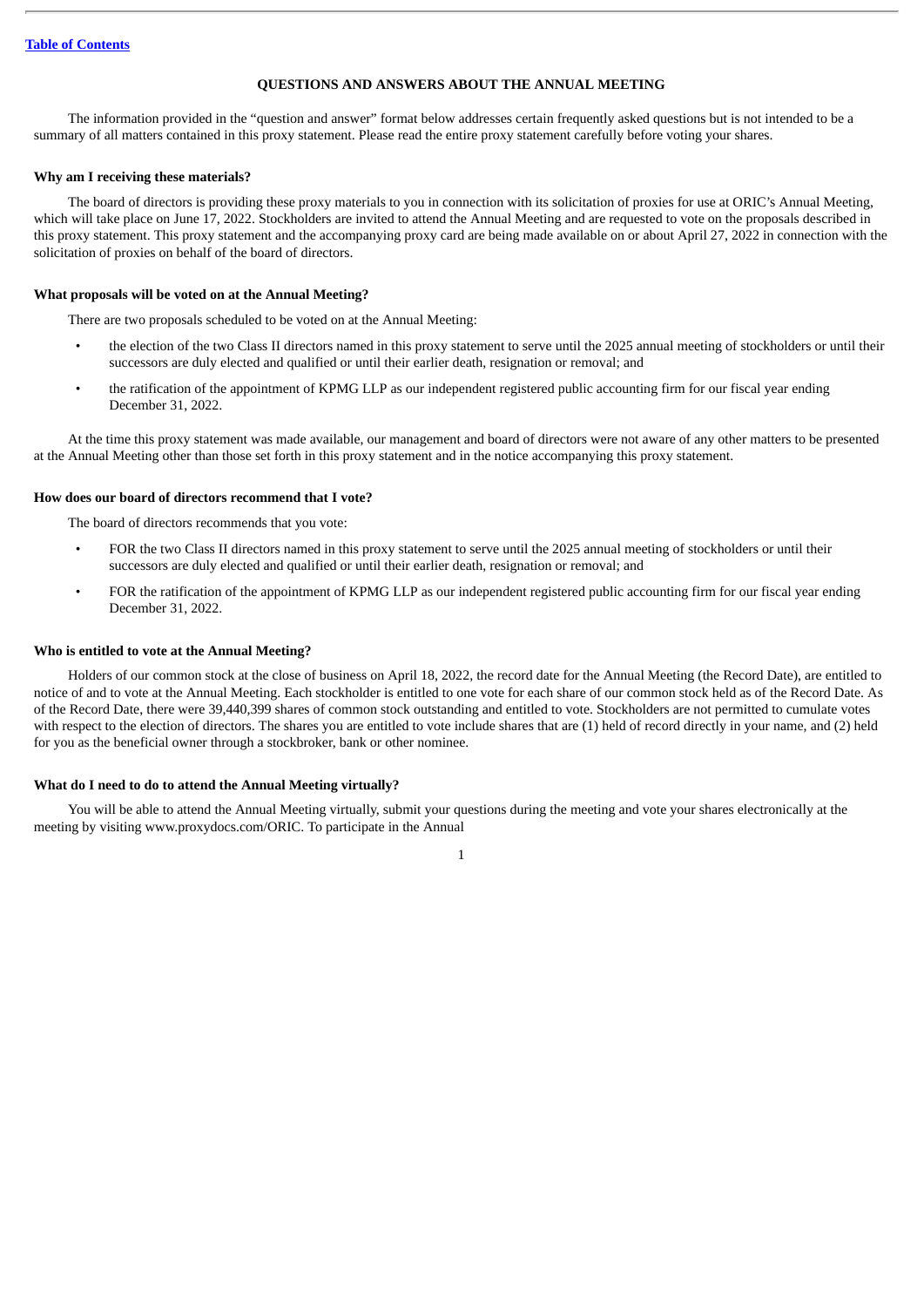## QUESTIONS AND ANSWERS ABOUT THE ANNUAL MEETING

The information provided in the "question and answer" format below addresses certain frequently asked questions but is not intended to be a summary of all matters contained in this proxy statement. Please read the entire proxy statement carefully before voting your shares.

**Why am I receiving these materials?**

The board of directors is providing these proxy materials to you in connection with its solicitation of proxies for use at ORIC's Annual Meeting, which will take place on June 17, 2022. Stockholders are invited to attend the Annual Meeting and are requested to vote on the proposals described in this proxy statement. This proxy statement and the accompanying proxy card are being made available on or about April 27, 2022 in connection with the solicitation of proxies on behalf of the board of directors.

**What proposals will be voted on at the Annual Meeting?**

There are two proposals scheduled to be voted on at the Annual Meeting:

- the election of the two Class II directors named in this proxy statement to serve until the 2025 annual meeting of stockholders or until their successors are duly elected and qualified or until their earlier death, resignation or removal; and
- the ratification of the appointment of KPMG LLP as our independent registered public accounting firm for our fiscal year ending December 31, 2022.

At the time this proxy statement was made available, our management and board of directors were not aware of any other matters to be presented at the Annual Meeting other than those set forth in this proxy statement and in the notice accompanying this proxy statement.

**How does our board of directors recommend that I vote?**

The board of directors recommends that you vote:

- FOR the two Class II directors named in this proxy statement to serve until the 2025 annual meeting of stockholders or until their successors are duly elected and qualified or until their earlier death, resignation or removal; and
- FOR the ratification of the appointment of KPMG LLP as our independent registered public accounting firm for our fiscal year ending December 31, 2022.

**Who is entitled to vote at the Annual Meeting?**

Holders of our common stock at the close of business on April 18, 2022, the record date for the Annual Meeting (the Record Date), are entitled to notice of and to vote at the Annual Meeting. Each stockholder is entitled to one vote for each share of our common stock held as of the Record Date. As of the Record Date, there were 39,440,399 shares of common stock outstanding and entitled to vote. Stockholders are not permitted to cumulate votes with respect to the election of directors. The shares you are entitled to vote include shares that are (1) held of record directly in your name, and (2) held for you as the beneficial owner through a stockbroker, bank or other nominee.

**What do I need to do to attend the Annual Meeting virtually?**

You will be able to attend the Annual Meeting virtually, submit your questions during the meeting and vote your shares electronically at the meeting by visiting www.proxydocs.com/ORIC. To participate in the Annual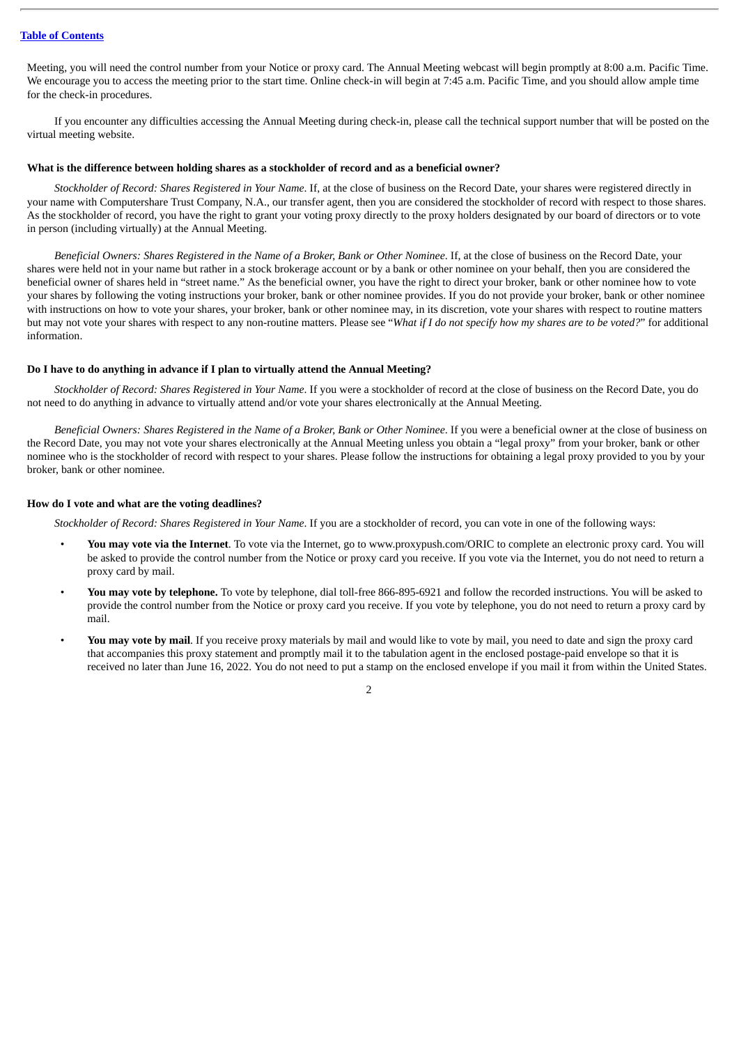Meeting, you will need the control number from your Notice or proxy card. The Annual Meeting webcast will begin promptly at 8:00 a.m. Pacific Time. We encourage you to access the meeting prior to the start time. Online check-in will begin at 7:45 a.m. Pacific Time, and you should allow ample time for the check-in procedures.

If you encounter any difficulties accessing the Annual Meeting during check-in, please call the technical support number that will be posted on the virtual meeting website.

**What is the difference between holding shares as a stockholder of record and as a beneficial owner?**

*Stockholder of Record: Shares Registered in Your Name*. If, at the close of business on the Record Date, your shares were registered directly in your name with Computershare Trust Company, N.A., our transfer agent, then you are considered the stockholder of record with respect to those shares. As the stockholder of record, you have the right to grant your voting proxy directly to the proxy holders designated by our board of directors or to vote in person (including virtually) at the Annual Meeting.

*Beneficial Owners: Shares Registered in the Name of a Broker, Bank or Other Nominee*. If, at the close of business on the Record Date, your shares were held not in your name but rather in a stock brokerage account or by a bank or other nominee on your behalf, then you are considered the beneficial owner of shares held in "street name." As the beneficial owner, you have the right to direct your broker, bank or other nominee how to vote your shares by following the voting instructions your broker, bank or other nominee provides. If you do not provide your broker, bank or other nominee with instructions on how to vote your shares, your broker, bank or other nominee may, in its discretion, vote your shares with respect to routine matters but may not vote your shares with respect to any non-routine matters. Please see "*What if I do not specify how my shares are to be voted?*" for additional information.

**Do I have to do anything in advance if I plan to virtually attend the Annual Meeting?**

*Stockholder of Record: Shares Registered in Your Name*. If you were a stockholder of record at the close of business on the Record Date, you do not need to do anything in advance to virtually attend and/or vote your shares electronically at the Annual Meeting.

*Beneficial Owners: Shares Registered in the Name of a Broker, Bank or Other Nominee*. If you were a beneficial owner at the close of business on the Record Date, you may not vote your shares electronically at the Annual Meeting unless you obtain a "legal proxy" from your broker, bank or other nominee who is the stockholder of record with respect to your shares. Please follow the instructions for obtaining a legal proxy provided to you by your broker, bank or other nominee.

**How do I vote and what are the voting deadlines?**

*Stockholder of Record: Shares Registered in Your Name*. If you are a stockholder of record, you can vote in one of the following ways:

- **You may vote via the Internet**. To vote via the Internet, go to www.proxypush.com/ORIC to complete an electronic proxy card. You will be asked to provide the control number from the Notice or proxy card you receive. If you vote via the Internet, you do not need to return a proxy card by mail.
- **You may vote by telephone.** To vote by telephone, dial toll-free 866-895-6921 and follow the recorded instructions. You will be asked to provide the control number from the Notice or proxy card you receive. If you vote by telephone, you do not need to return a proxy card by mail.
- **You may vote by mail**. If you receive proxy materials by mail and would like to vote by mail, you need to date and sign the proxy card that accompanies this proxy statement and promptly mail it to the tabulation agent in the enclosed postage-paid envelope so that it is received no later than June 16, 2022. You do not need to put a stamp on the enclosed envelope if you mail it from within the United States.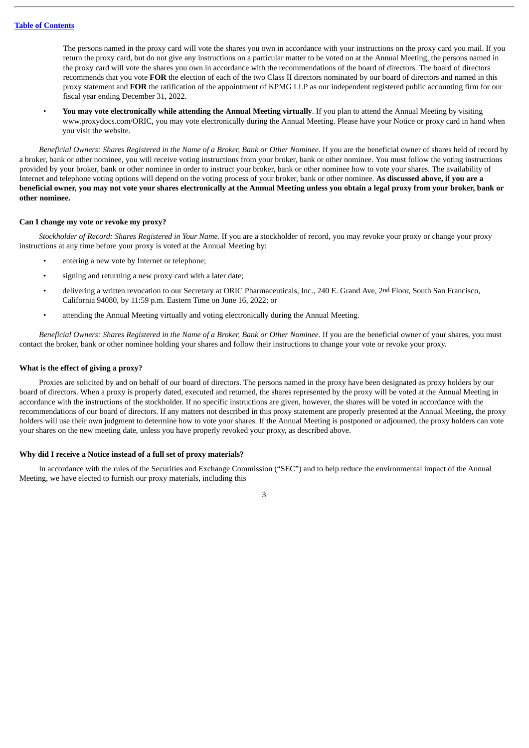The persons named in the proxy card will vote the shares you own in accordance with your instructions on the proxy card you mail. If you return the proxy card, but do not give any instructions on a particular matter to be voted on at the Annual Meeting, the persons named in the proxy card will vote the shares you own in accordance with the recommendations of the board of directors. The board of directors recommends that you vote **FOR** the election of each of the two Class II directors nominated by our board of directors and named in this proxy statement and **FOR** the ratification of the appointment of KPMG LLP as our independent registered public accounting firm for our fiscal year ending December 31, 2022.

- **You may vote electronically while attending the Annual Meeting virtually**. If you plan to attend the Annual Meeting by visiting www.proxydocs.com/ORIC, you may vote electronically during the Annual Meeting. Please have your Notice or proxy card in hand when you visit the website.

*Beneficial Owners: Shares Registered in the Name of a Broker, Bank or Other Nominee*. If you are the beneficial owner of shares held of record by a broker, bank or other nominee, you will receive voting instructions from your broker, bank or other nominee. You must follow the voting instructions provided by your broker, bank or other nominee in order to instruct your broker, bank or other nominee how to vote your shares. The availability of Internet and telephone voting options will depend on the voting process of your broker, bank or other nominee. **As discussed above, if you are a beneficial owner, you may not vote your shares electronically at the Annual Meeting unless you obtain a legal proxy from your broker, bank or other nominee.**

### Can I change my vote or revoke my proxy?

*Stockholder of Record: Shares Registered in Your Name*. If you are a stockholder of record, you may revoke your proxy or change your proxy instructions at any time before your proxy is voted at the Annual Meeting by:

- entering a new vote by Internet or telephone;
- signing and returning a new proxy card with a later date;
- delivering a written revocation to our Secretary at ORIC Pharmaceuticals, Inc., 240 E. Grand Ave, 2nd Floor, South San Francisco, California 94080, by 11:59 p.m. Eastern Time on June 16, 2022; or
- attending the Annual Meeting virtually and voting electronically during the Annual Meeting.

*Beneficial Owners: Shares Registered in the Name of a Broker, Bank or Other Nominee*. If you are the beneficial owner of your shares, you must contact the broker, bank or other nominee holding your shares and follow their instructions to change your vote or revoke your proxy.

### What is the effect of giving a proxy?

Proxies are solicited by and on behalf of our board of directors. The persons named in the proxy have been designated as proxy holders by our board of directors. When a proxy is properly dated, executed and returned, the shares represented by the proxy will be voted at the Annual Meeting in accordance with the instructions of the stockholder. If no specific instructions are given, however, the shares will be voted in accordance with the recommendations of our board of directors. If any matters not described in this proxy statement are properly presented at the Annual Meeting, the proxy holders will use their own judgment to determine how to vote your shares. If the Annual Meeting is postponed or adjourned, the proxy holders can vote your shares on the new meeting date, unless you have properly revoked your proxy, as described above.

### Why did I receive a Notice instead of a full set of proxy materials?

In accordance with the rules of the Securities and Exchange Commission ("SEC") and to help reduce the environmental impact of the Annual Meeting, we have elected to furnish our proxy materials, including this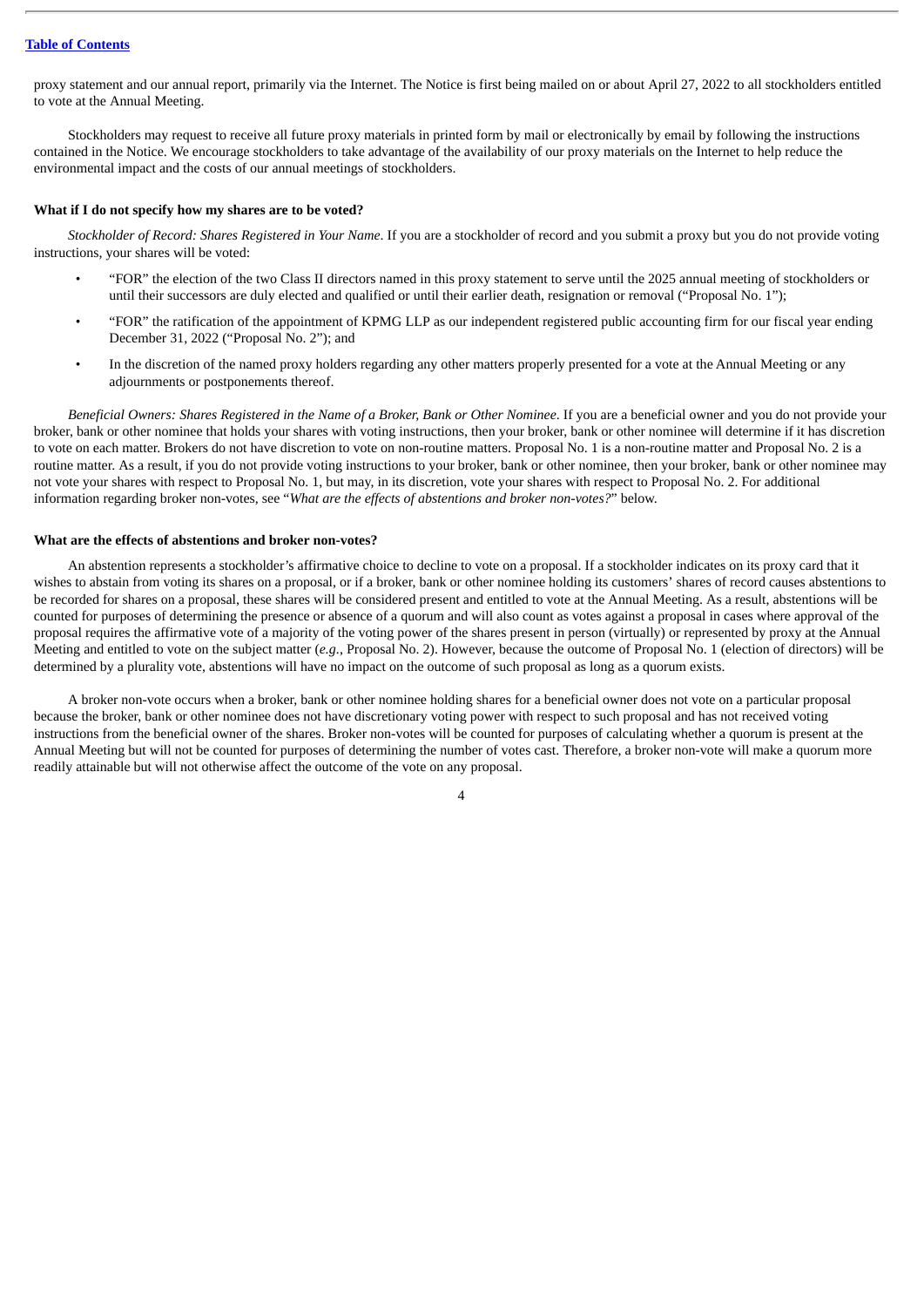proxy statement and our annual report, primarily via the Internet. The Notice is first being mailed on or about April 27, 2022 to all stockholders entitled to vote at the Annual Meeting.

Stockholders may request to receive all future proxy materials in printed form by mail or electronically by email by following the instructions contained in the Notice. We encourage stockholders to take advantage of the availability of our proxy materials on the Internet to help reduce the environmental impact and the costs of our annual meetings of stockholders.

**What if I do not specify how my shares are to be voted?**

*Stockholder of Record: Shares Registered in Your Name*. If you are a stockholder of record and you submit a proxy but you do not provide voting instructions, your shares will be voted:

- "FOR" the election of the two Class II directors named in this proxy statement to serve until the 2025 annual meeting of stockholders or until their successors are duly elected and qualified or until their earlier death, resignation or removal ("Proposal No. 1");
- "FOR" the ratification of the appointment of KPMG LLP as our independent registered public accounting firm for our fiscal year ending December 31, 2022 ("Proposal No. 2"); and
- In the discretion of the named proxy holders regarding any other matters properly presented for a vote at the Annual Meeting or any adjournments or postponements thereof.

*Beneficial Owners: Shares Registered in the Name of a Broker, Bank or Other Nominee*. If you are a beneficial owner and you do not provide your broker, bank or other nominee that holds your shares with voting instructions, then your broker, bank or other nominee will determine if it has discretion to vote on each matter. Brokers do not have discretion to vote on non-routine matters. Proposal No. 1 is a non-routine matter and Proposal No. 2 is a routine matter. As a result, if you do not provide voting instructions to your broker, bank or other nominee, then your broker, bank or other nominee may not vote your shares with respect to Proposal No. 1, but may, in its discretion, vote your shares with respect to Proposal No. 2. For additional information regarding broker non-votes, see "*What are the effects of abstentions and broker non-votes?*" below.

**What are the effects of abstentions and broker non-votes?**

An abstention represents a stockholder's affirmative choice to decline to vote on a proposal. If a stockholder indicates on its proxy card that it wishes to abstain from voting its shares on a proposal, or if a broker, bank or other nominee holding its customers' shares of record causes abstentions to be recorded for shares on a proposal, these shares will be considered present and entitled to vote at the Annual Meeting. As a result, abstentions will be counted for purposes of determining the presence or absence of a quorum and will also count as votes against a proposal in cases where approval of the proposal requires the affirmative vote of a majority of the voting power of the shares present in person (virtually) or represented by proxy at the Annual Meeting and entitled to vote on the subject matter (*e.g.*, Proposal No. 2). However, because the outcome of Proposal No. 1 (election of directors) will be determined by a plurality vote, abstentions will have no impact on the outcome of such proposal as long as a quorum exists.

A broker non-vote occurs when a broker, bank or other nominee holding shares for a beneficial owner does not vote on a particular proposal because the broker, bank or other nominee does not have discretionary voting power with respect to such proposal and has not received voting instructions from the beneficial owner of the shares. Broker non-votes will be counted for purposes of calculating whether a quorum is present at the Annual Meeting but will not be counted for purposes of determining the number of votes cast. Therefore, a broker non-vote will make a quorum more readily attainable but will not otherwise affect the outcome of the vote on any proposal.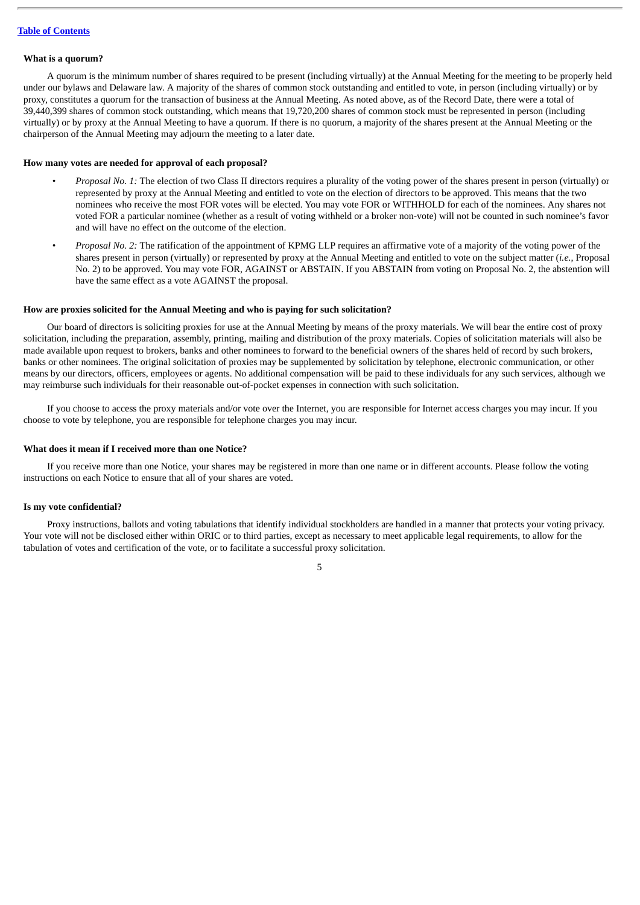### What is a quorum?

A quorum is the minimum number of shares required to be present (including virtually) at the Annual Meeting for the meeting to be properly held under our bylaws and Delaware law. A majority of the shares of common stock outstanding and entitled to vote, in person (including virtually) or by proxy, constitutes a quorum for the transaction of business at the Annual Meeting. As noted above, as of the Record Date, there were a total of 39,440,399 shares of common stock outstanding, which means that 19,720,200 shares of common stock must be represented in person (including virtually) or by proxy at the Annual Meeting to have a quorum. If there is no quorum, a majority of the shares present at the Annual Meeting or the chairperson of the Annual Meeting may adjourn the meeting to a later date.

### How many votes are needed for approval of each proposal?

- *Proposal No. 1:* The election of two Class II directors requires a plurality of the voting power of the shares present in person (virtually) or represented by proxy at the Annual Meeting and entitled to vote on the election of directors to be approved. This means that the two nominees who receive the most FOR votes will be elected. You may vote FOR or WITHHOLD for each of the nominees. Any shares not voted FOR a particular nominee (whether as a result of voting withheld or a broker non-vote) will not be counted in such nominee's favor and will have no effect on the outcome of the election.
- *Proposal No. 2:* The ratification of the appointment of KPMG LLP requires an affirmative vote of a majority of the voting power of the shares present in person (virtually) or represented by proxy at the Annual Meeting and entitled to vote on the subject matter (*i.e.*, Proposal No. 2) to be approved. You may vote FOR, AGAINST or ABSTAIN. If you ABSTAIN from voting on Proposal No. 2, the abstention will have the same effect as a vote AGAINST the proposal.

### How are proxies solicited for the Annual Meeting and who is paying for such solicitation?

Our board of directors is soliciting proxies for use at the Annual Meeting by means of the proxy materials. We will bear the entire cost of proxy solicitation, including the preparation, assembly, printing, mailing and distribution of the proxy materials. Copies of solicitation materials will also be made available upon request to brokers, banks and other nominees to forward to the beneficial owners of the shares held of record by such brokers, banks or other nominees. The original solicitation of proxies may be supplemented by solicitation by telephone, electronic communication, or other means by our directors, officers, employees or agents. No additional compensation will be paid to these individuals for any such services, although we may reimburse such individuals for their reasonable out-of-pocket expenses in connection with such solicitation.

If you choose to access the proxy materials and/or vote over the Internet, you are responsible for Internet access charges you may incur. If you choose to vote by telephone, you are responsible for telephone charges you may incur.

### What does it mean if I received more than one Notice?

If you receive more than one Notice, your shares may be registered in more than one name or in different accounts. Please follow the voting instructions on each Notice to ensure that all of your shares are voted.

### Is my vote confidential?

Proxy instructions, ballots and voting tabulations that identify individual stockholders are handled in a manner that protects your voting privacy. Your vote will not be disclosed either within ORIC or to third parties, except as necessary to meet applicable legal requirements, to allow for the tabulation of votes and certification of the vote, or to facilitate a successful proxy solicitation.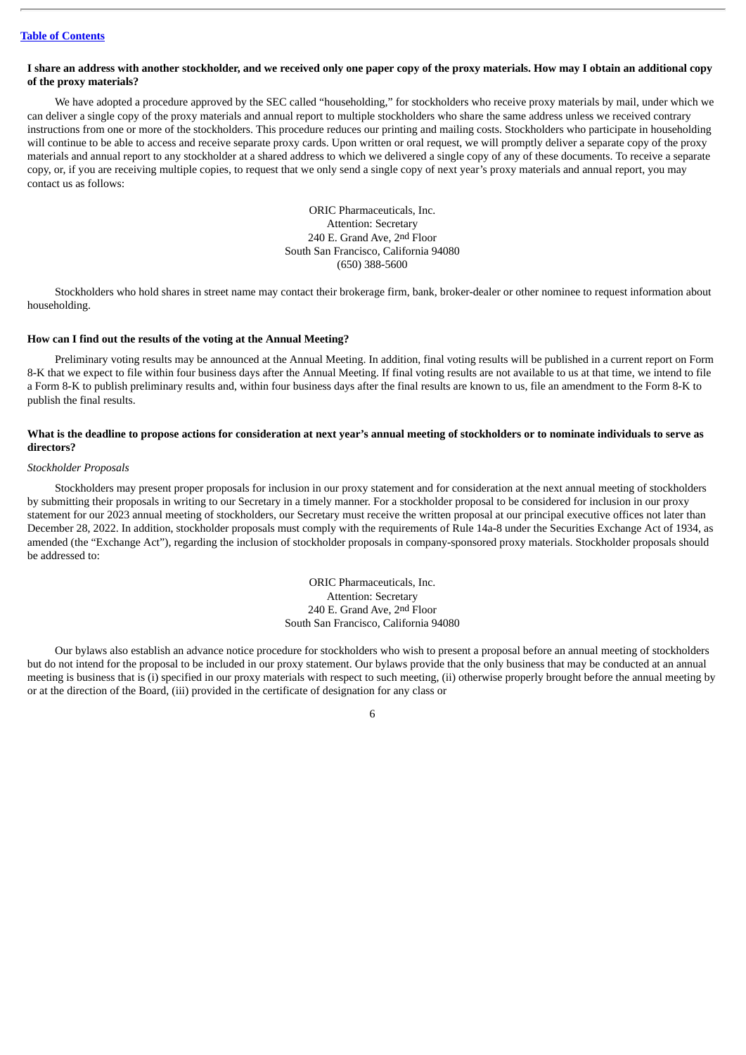[Table of Contents](#)

**I share an address with another stockholder, and we received only one paper copy of the proxy materials. How may I obtain an additional copy of the proxy materials?**

We have adopted a procedure approved by the SEC called "householding," for stockholders who receive proxy materials by mail, under which we can deliver a single copy of the proxy materials and annual report to multiple stockholders who share the same address unless we received contrary instructions from one or more of the stockholders. This procedure reduces our printing and mailing costs. Stockholders who participate in householding will continue to be able to access and receive separate proxy cards. Upon written or oral request, we will promptly deliver a separate copy of the proxy materials and annual report to any stockholder at a shared address to which we delivered a single copy of any of these documents. To receive a separate copy, or, if you are receiving multiple copies, to request that we only send a single copy of next year's proxy materials and annual report, you may contact us as follows:

ORIC Pharmaceuticals, Inc.
Attention: Secretary
240 E. Grand Ave, 2nd Floor
South San Francisco, California 94080
(650) 388-5600

Stockholders who hold shares in street name may contact their brokerage firm, bank, broker-dealer or other nominee to request information about householding.

**How can I find out the results of the voting at the Annual Meeting?**

Preliminary voting results may be announced at the Annual Meeting. In addition, final voting results will be published in a current report on Form 8-K that we expect to file within four business days after the Annual Meeting. If final voting results are not available to us at that time, we intend to file a Form 8-K to publish preliminary results and, within four business days after the final results are known to us, file an amendment to the Form 8-K to publish the final results.

**What is the deadline to propose actions for consideration at next year's annual meeting of stockholders or to nominate individuals to serve as directors?**

*Stockholder Proposals*

Stockholders may present proper proposals for inclusion in our proxy statement and for consideration at the next annual meeting of stockholders by submitting their proposals in writing to our Secretary in a timely manner. For a stockholder proposal to be considered for inclusion in our proxy statement for our 2023 annual meeting of stockholders, our Secretary must receive the written proposal at our principal executive offices not later than December 28, 2022. In addition, stockholder proposals must comply with the requirements of Rule 14a-8 under the Securities Exchange Act of 1934, as amended (the "Exchange Act"), regarding the inclusion of stockholder proposals in company-sponsored proxy materials. Stockholder proposals should be addressed to:

ORIC Pharmaceuticals, Inc.
Attention: Secretary
240 E. Grand Ave, 2nd Floor
South San Francisco, California 94080

Our bylaws also establish an advance notice procedure for stockholders who wish to present a proposal before an annual meeting of stockholders but do not intend for the proposal to be included in our proxy statement. Our bylaws provide that the only business that may be conducted at an annual meeting is business that is (i) specified in our proxy materials with respect to such meeting, (ii) otherwise properly brought before the annual meeting by or at the direction of the Board, (iii) provided in the certificate of designation for any class or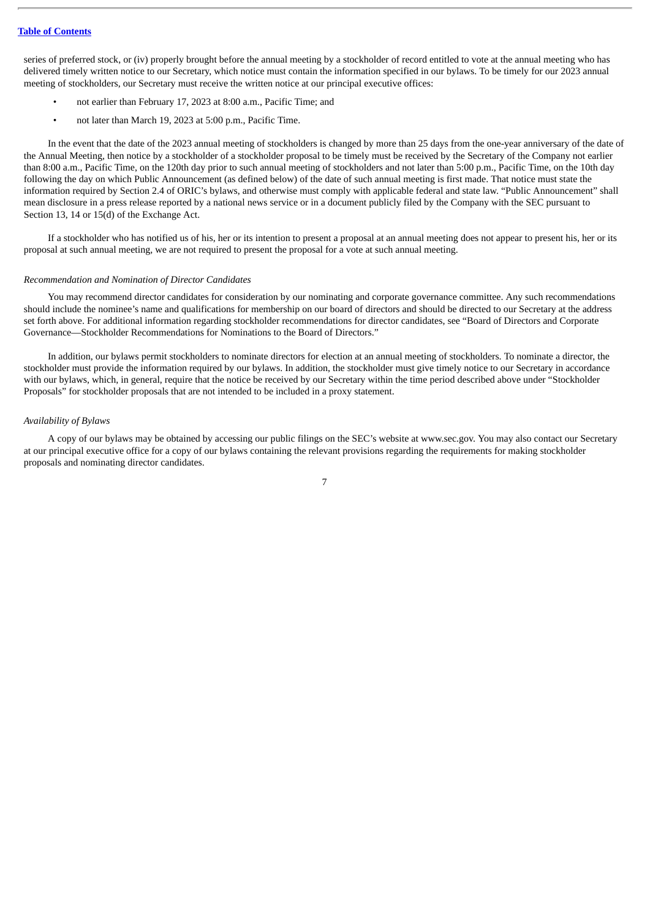series of preferred stock, or (iv) properly brought before the annual meeting by a stockholder of record entitled to vote at the annual meeting who has delivered timely written notice to our Secretary, which notice must contain the information specified in our bylaws. To be timely for our 2023 annual meeting of stockholders, our Secretary must receive the written notice at our principal executive offices:

- not earlier than February 17, 2023 at 8:00 a.m., Pacific Time; and
- not later than March 19, 2023 at 5:00 p.m., Pacific Time.

In the event that the date of the 2023 annual meeting of stockholders is changed by more than 25 days from the one-year anniversary of the date of the Annual Meeting, then notice by a stockholder of a stockholder proposal to be timely must be received by the Secretary of the Company not earlier than 8:00 a.m., Pacific Time, on the 120th day prior to such annual meeting of stockholders and not later than 5:00 p.m., Pacific Time, on the 10th day following the day on which Public Announcement (as defined below) of the date of such annual meeting is first made. That notice must state the information required by Section 2.4 of ORIC's bylaws, and otherwise must comply with applicable federal and state law. "Public Announcement" shall mean disclosure in a press release reported by a national news service or in a document publicly filed by the Company with the SEC pursuant to Section 13, 14 or 15(d) of the Exchange Act.

If a stockholder who has notified us of his, her or its intention to present a proposal at an annual meeting does not appear to present his, her or its proposal at such annual meeting, we are not required to present the proposal for a vote at such annual meeting.

*Recommendation and Nomination of Director Candidates*

You may recommend director candidates for consideration by our nominating and corporate governance committee. Any such recommendations should include the nominee's name and qualifications for membership on our board of directors and should be directed to our Secretary at the address set forth above. For additional information regarding stockholder recommendations for director candidates, see "Board of Directors and Corporate Governance—Stockholder Recommendations for Nominations to the Board of Directors."

In addition, our bylaws permit stockholders to nominate directors for election at an annual meeting of stockholders. To nominate a director, the stockholder must provide the information required by our bylaws. In addition, the stockholder must give timely notice to our Secretary in accordance with our bylaws, which, in general, require that the notice be received by our Secretary within the time period described above under "Stockholder Proposals" for stockholder proposals that are not intended to be included in a proxy statement.

*Availability of Bylaws*

A copy of our bylaws may be obtained by accessing our public filings on the SEC's website at www.sec.gov. You may also contact our Secretary at our principal executive office for a copy of our bylaws containing the relevant provisions regarding the requirements for making stockholder proposals and nominating director candidates.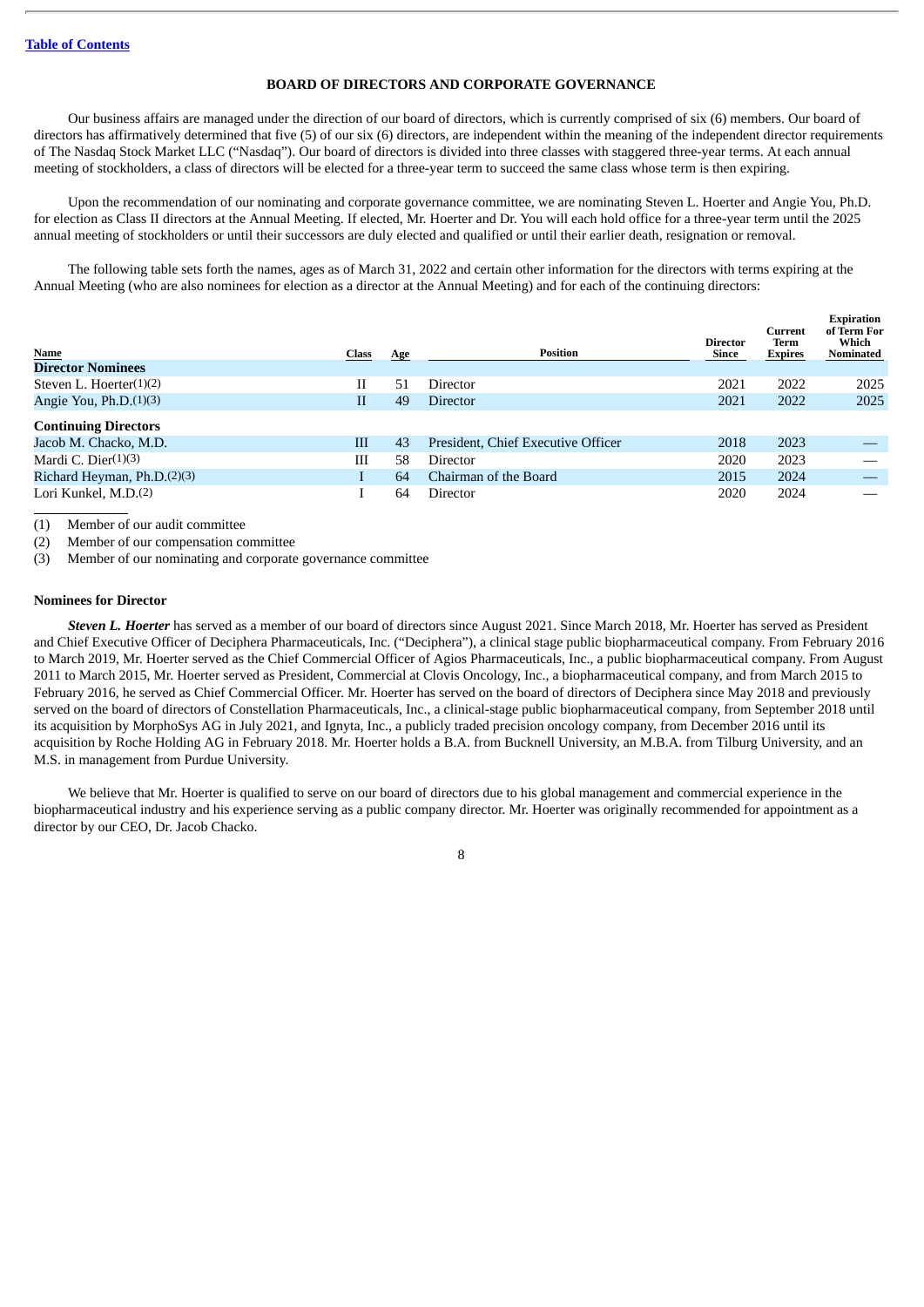## BOARD OF DIRECTORS AND CORPORATE GOVERNANCE

Our business affairs are managed under the direction of our board of directors, which is currently comprised of six (6) members. Our board of directors has affirmatively determined that five (5) of our six (6) directors, are independent within the meaning of the independent director requirements of The Nasdaq Stock Market LLC ("Nasdaq"). Our board of directors is divided into three classes with staggered three-year terms. At each annual meeting of stockholders, a class of directors will be elected for a three-year term to succeed the same class whose term is then expiring.

Upon the recommendation of our nominating and corporate governance committee, we are nominating Steven L. Hoerter and Angie You, Ph.D. for election as Class II directors at the Annual Meeting. If elected, Mr. Hoerter and Dr. You will each hold office for a three-year term until the 2025 annual meeting of stockholders or until their successors are duly elected and qualified or until their earlier death, resignation or removal.

The following table sets forth the names, ages as of March 31, 2022 and certain other information for the directors with terms expiring at the Annual Meeting (who are also nominees for election as a director at the Annual Meeting) and for each of the continuing directors:

| Name | Class | Age | Position | Director Since | Current Term Expires | Expiration of Term For Which Nominated |
|---|---|---|---|---|---|---|
| **Director Nominees** | | | | | | |
| Steven L. Hoerter(1)(2) | II | 51 | Director | 2021 | 2022 | 2025 |
| Angie You, Ph.D.(1)(3) | II | 49 | Director | 2021 | 2022 | 2025 |
| **Continuing Directors** | | | | | | |
| Jacob M. Chacko, M.D. | III | 43 | President, Chief Executive Officer | 2018 | 2023 | — |
| Mardi C. Dier(1)(3) | III | 58 | Director | 2020 | 2023 | — |
| Richard Heyman, Ph.D.(2)(3) | I | 64 | Chairman of the Board | 2015 | 2024 | — |
| Lori Kunkel, M.D.(2) | I | 64 | Director | 2020 | 2024 | — |

(1) Member of our audit committee

(2) Member of our compensation committee

(3) Member of our nominating and corporate governance committee

### Nominees for Director

***Steven L. Hoerter*** has served as a member of our board of directors since August 2021. Since March 2018, Mr. Hoerter has served as President and Chief Executive Officer of Deciphera Pharmaceuticals, Inc. ("Deciphera"), a clinical stage public biopharmaceutical company. From February 2016 to March 2019, Mr. Hoerter served as the Chief Commercial Officer of Agios Pharmaceuticals, Inc., a public biopharmaceutical company. From August 2011 to March 2015, Mr. Hoerter served as President, Commercial at Clovis Oncology, Inc., a biopharmaceutical company, and from March 2015 to February 2016, he served as Chief Commercial Officer. Mr. Hoerter has served on the board of directors of Deciphera since May 2018 and previously served on the board of directors of Constellation Pharmaceuticals, Inc., a clinical-stage public biopharmaceutical company, from September 2018 until its acquisition by MorphoSys AG in July 2021, and Ignyta, Inc., a publicly traded precision oncology company, from December 2016 until its acquisition by Roche Holding AG in February 2018. Mr. Hoerter holds a B.A. from Bucknell University, an M.B.A. from Tilburg University, and an M.S. in management from Purdue University.

We believe that Mr. Hoerter is qualified to serve on our board of directors due to his global management and commercial experience in the biopharmaceutical industry and his experience serving as a public company director. Mr. Hoerter was originally recommended for appointment as a director by our CEO, Dr. Jacob Chacko.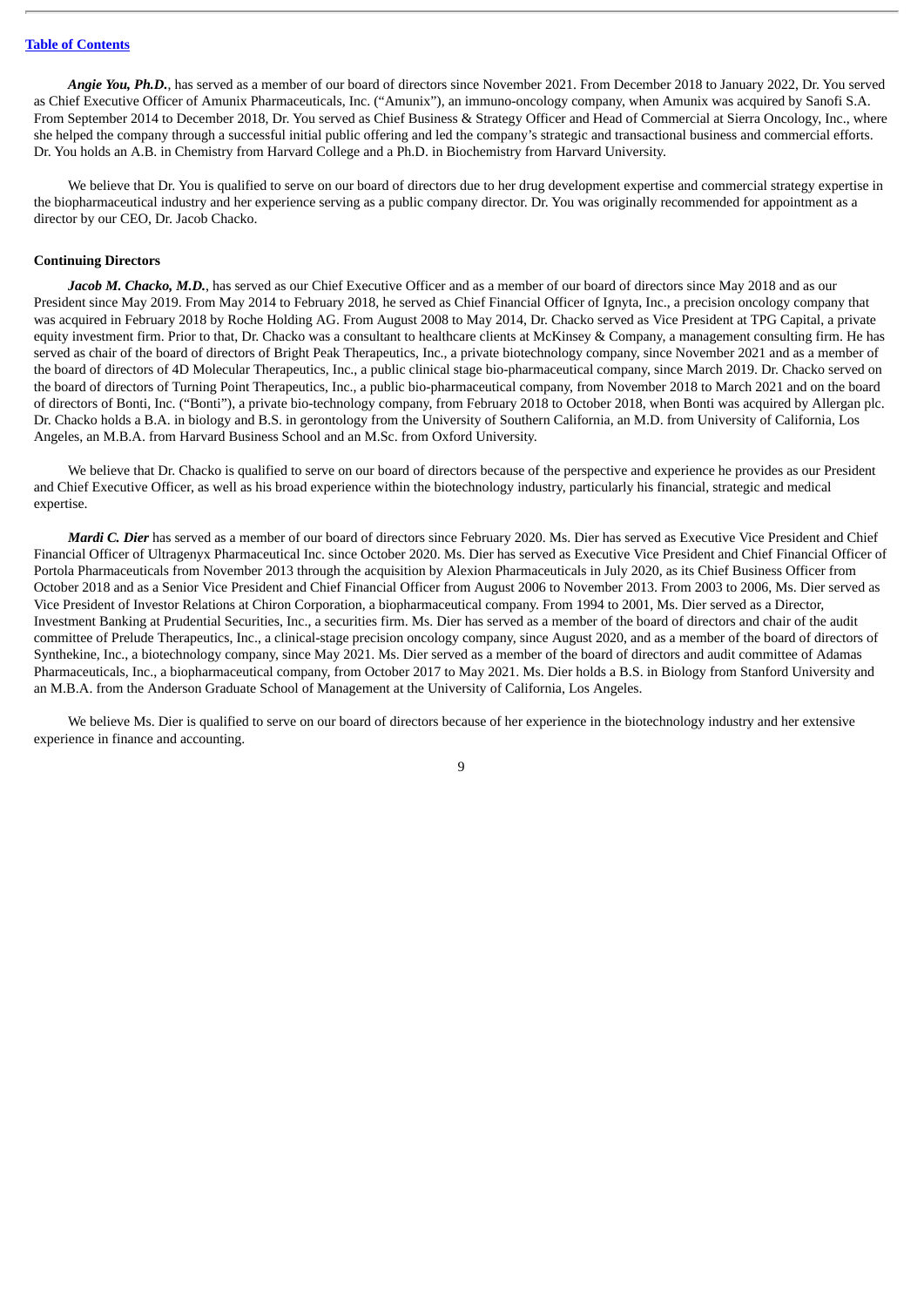*Angie You, Ph.D.*, has served as a member of our board of directors since November 2021. From December 2018 to January 2022, Dr. You served as Chief Executive Officer of Amunix Pharmaceuticals, Inc. ("Amunix"), an immuno-oncology company, when Amunix was acquired by Sanofi S.A. From September 2014 to December 2018, Dr. You served as Chief Business & Strategy Officer and Head of Commercial at Sierra Oncology, Inc., where she helped the company through a successful initial public offering and led the company's strategic and transactional business and commercial efforts. Dr. You holds an A.B. in Chemistry from Harvard College and a Ph.D. in Biochemistry from Harvard University.

We believe that Dr. You is qualified to serve on our board of directors due to her drug development expertise and commercial strategy expertise in the biopharmaceutical industry and her experience serving as a public company director. Dr. You was originally recommended for appointment as a director by our CEO, Dr. Jacob Chacko.

**Continuing Directors**

***Jacob M. Chacko, M.D.***, has served as our Chief Executive Officer and as a member of our board of directors since May 2018 and as our President since May 2019. From May 2014 to February 2018, he served as Chief Financial Officer of Ignyta, Inc., a precision oncology company that was acquired in February 2018 by Roche Holding AG. From August 2008 to May 2014, Dr. Chacko served as Vice President at TPG Capital, a private equity investment firm. Prior to that, Dr. Chacko was a consultant to healthcare clients at McKinsey & Company, a management consulting firm. He has served as chair of the board of directors of Bright Peak Therapeutics, Inc., a private biotechnology company, since November 2021 and as a member of the board of directors of 4D Molecular Therapeutics, Inc., a public clinical stage bio-pharmaceutical company, since March 2019. Dr. Chacko served on the board of directors of Turning Point Therapeutics, Inc., a public bio-pharmaceutical company, from November 2018 to March 2021 and on the board of directors of Bonti, Inc. ("Bonti"), a private bio-technology company, from February 2018 to October 2018, when Bonti was acquired by Allergan plc. Dr. Chacko holds a B.A. in biology and B.S. in gerontology from the University of Southern California, an M.D. from University of California, Los Angeles, an M.B.A. from Harvard Business School and an M.Sc. from Oxford University.

We believe that Dr. Chacko is qualified to serve on our board of directors because of the perspective and experience he provides as our President and Chief Executive Officer, as well as his broad experience within the biotechnology industry, particularly his financial, strategic and medical expertise.

***Mardi C. Dier*** has served as a member of our board of directors since February 2020. Ms. Dier has served as Executive Vice President and Chief Financial Officer of Ultragenyx Pharmaceutical Inc. since October 2020. Ms. Dier has served as Executive Vice President and Chief Financial Officer of Portola Pharmaceuticals from November 2013 through the acquisition by Alexion Pharmaceuticals in July 2020, as its Chief Business Officer from October 2018 and as a Senior Vice President and Chief Financial Officer from August 2006 to November 2013. From 2003 to 2006, Ms. Dier served as Vice President of Investor Relations at Chiron Corporation, a biopharmaceutical company. From 1994 to 2001, Ms. Dier served as a Director, Investment Banking at Prudential Securities, Inc., a securities firm. Ms. Dier has served as a member of the board of directors and chair of the audit committee of Prelude Therapeutics, Inc., a clinical-stage precision oncology company, since August 2020, and as a member of the board of directors of Synthekine, Inc., a biotechnology company, since May 2021. Ms. Dier served as a member of the board of directors and audit committee of Adamas Pharmaceuticals, Inc., a biopharmaceutical company, from October 2017 to May 2021. Ms. Dier holds a B.S. in Biology from Stanford University and an M.B.A. from the Anderson Graduate School of Management at the University of California, Los Angeles.

We believe Ms. Dier is qualified to serve on our board of directors because of her experience in the biotechnology industry and her extensive experience in finance and accounting.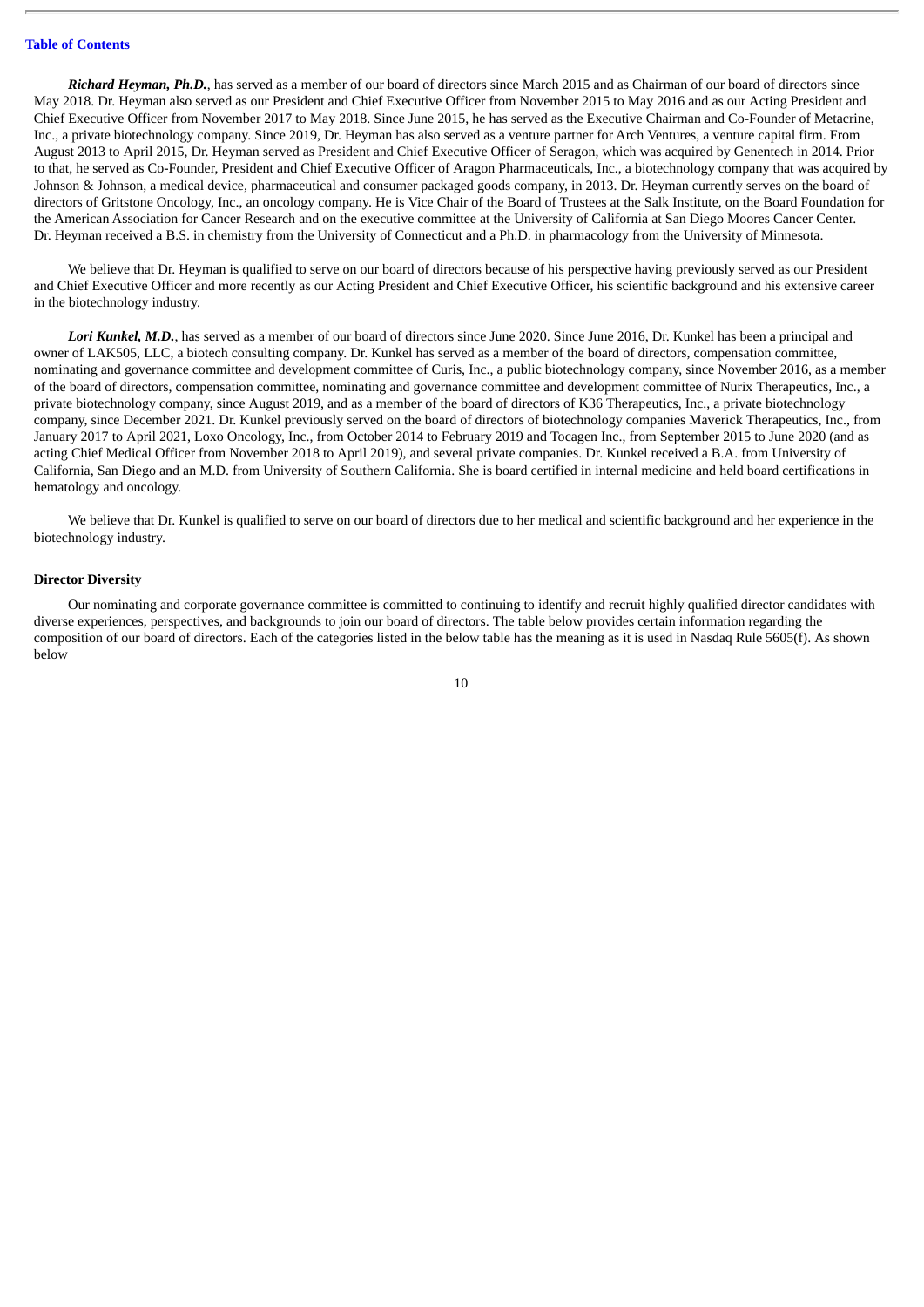***Richard Heyman, Ph.D.***, has served as a member of our board of directors since March 2015 and as Chairman of our board of directors since May 2018. Dr. Heyman also served as our President and Chief Executive Officer from November 2015 to May 2016 and as our Acting President and Chief Executive Officer from November 2017 to May 2018. Since June 2015, he has served as the Executive Chairman and Co-Founder of Metacrine, Inc., a private biotechnology company. Since 2019, Dr. Heyman has also served as a venture partner for Arch Ventures, a venture capital firm. From August 2013 to April 2015, Dr. Heyman served as President and Chief Executive Officer of Seragon, which was acquired by Genentech in 2014. Prior to that, he served as Co-Founder, President and Chief Executive Officer of Aragon Pharmaceuticals, Inc., a biotechnology company that was acquired by Johnson & Johnson, a medical device, pharmaceutical and consumer packaged goods company, in 2013. Dr. Heyman currently serves on the board of directors of Gritstone Oncology, Inc., an oncology company. He is Vice Chair of the Board of Trustees at the Salk Institute, on the Board Foundation for the American Association for Cancer Research and on the executive committee at the University of California at San Diego Moores Cancer Center. Dr. Heyman received a B.S. in chemistry from the University of Connecticut and a Ph.D. in pharmacology from the University of Minnesota.

We believe that Dr. Heyman is qualified to serve on our board of directors because of his perspective having previously served as our President and Chief Executive Officer and more recently as our Acting President and Chief Executive Officer, his scientific background and his extensive career in the biotechnology industry.

***Lori Kunkel, M.D.***, has served as a member of our board of directors since June 2020. Since June 2016, Dr. Kunkel has been a principal and owner of LAK505, LLC, a biotech consulting company. Dr. Kunkel has served as a member of the board of directors, compensation committee, nominating and governance committee and development committee of Curis, Inc., a public biotechnology company, since November 2016, as a member of the board of directors, compensation committee, nominating and governance committee and development committee of Nurix Therapeutics, Inc., a private biotechnology company, since August 2019, and as a member of the board of directors of K36 Therapeutics, Inc., a private biotechnology company, since December 2021. Dr. Kunkel previously served on the board of directors of biotechnology companies Maverick Therapeutics, Inc., from January 2017 to April 2021, Loxo Oncology, Inc., from October 2014 to February 2019 and Tocagen Inc., from September 2015 to June 2020 (and as acting Chief Medical Officer from November 2018 to April 2019), and several private companies. Dr. Kunkel received a B.A. from University of California, San Diego and an M.D. from University of Southern California. She is board certified in internal medicine and held board certifications in hematology and oncology.

We believe that Dr. Kunkel is qualified to serve on our board of directors due to her medical and scientific background and her experience in the biotechnology industry.

**Director Diversity**

Our nominating and corporate governance committee is committed to continuing to identify and recruit highly qualified director candidates with diverse experiences, perspectives, and backgrounds to join our board of directors. The table below provides certain information regarding the composition of our board of directors. Each of the categories listed in the below table has the meaning as it is used in Nasdaq Rule 5605(f). As shown below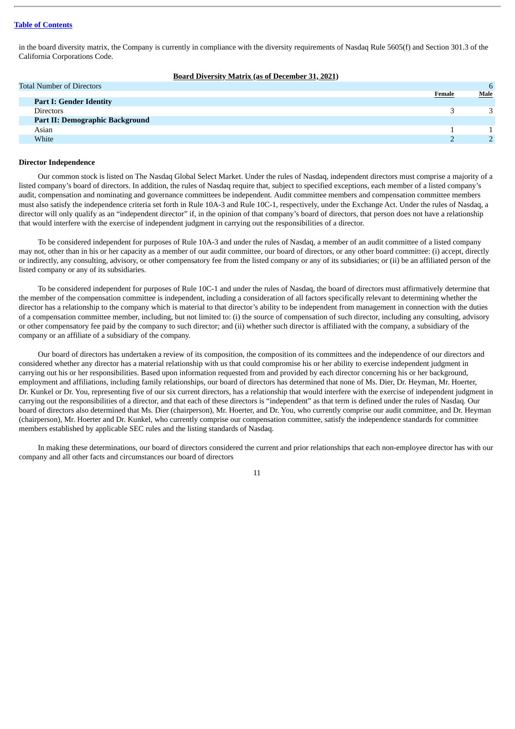in the board diversity matrix, the Company is currently in compliance with the diversity requirements of Nasdaq Rule 5605(f) and Section 301.3 of the California Corporations Code.

**Board Diversity Matrix (as of December 31, 2021)**

| Total Number of Directors | | 6 |
|---|---|---|
| | **Female** | **Male** |
| **Part I: Gender Identity** | | |
| Directors | 3 | 3 |
| **Part II: Demographic Background** | | |
| Asian | 1 | 1 |
| White | 2 | 2 |

**Director Independence**

Our common stock is listed on The Nasdaq Global Select Market. Under the rules of Nasdaq, independent directors must comprise a majority of a listed company's board of directors. In addition, the rules of Nasdaq require that, subject to specified exceptions, each member of a listed company's audit, compensation and nominating and governance committees be independent. Audit committee members and compensation committee members must also satisfy the independence criteria set forth in Rule 10A-3 and Rule 10C-1, respectively, under the Exchange Act. Under the rules of Nasdaq, a director will only qualify as an "independent director" if, in the opinion of that company's board of directors, that person does not have a relationship that would interfere with the exercise of independent judgment in carrying out the responsibilities of a director.

To be considered independent for purposes of Rule 10A-3 and under the rules of Nasdaq, a member of an audit committee of a listed company may not, other than in his or her capacity as a member of our audit committee, our board of directors, or any other board committee: (i) accept, directly or indirectly, any consulting, advisory, or other compensatory fee from the listed company or any of its subsidiaries; or (ii) be an affiliated person of the listed company or any of its subsidiaries.

To be considered independent for purposes of Rule 10C-1 and under the rules of Nasdaq, the board of directors must affirmatively determine that the member of the compensation committee is independent, including a consideration of all factors specifically relevant to determining whether the director has a relationship to the company which is material to that director's ability to be independent from management in connection with the duties of a compensation committee member, including, but not limited to: (i) the source of compensation of such director, including any consulting, advisory or other compensatory fee paid by the company to such director; and (ii) whether such director is affiliated with the company, a subsidiary of the company or an affiliate of a subsidiary of the company.

Our board of directors has undertaken a review of its composition, the composition of its committees and the independence of our directors and considered whether any director has a material relationship with us that could compromise his or her ability to exercise independent judgment in carrying out his or her responsibilities. Based upon information requested from and provided by each director concerning his or her background, employment and affiliations, including family relationships, our board of directors has determined that none of Ms. Dier, Dr. Heyman, Mr. Hoerter, Dr. Kunkel or Dr. You, representing five of our six current directors, has a relationship that would interfere with the exercise of independent judgment in carrying out the responsibilities of a director, and that each of these directors is "independent" as that term is defined under the rules of Nasdaq. Our board of directors also determined that Ms. Dier (chairperson), Mr. Hoerter, and Dr. You, who currently comprise our audit committee, and Dr. Heyman (chairperson), Mr. Hoerter and Dr. Kunkel, who currently comprise our compensation committee, satisfy the independence standards for committee members established by applicable SEC rules and the listing standards of Nasdaq.

In making these determinations, our board of directors considered the current and prior relationships that each non-employee director has with our company and all other facts and circumstances our board of directors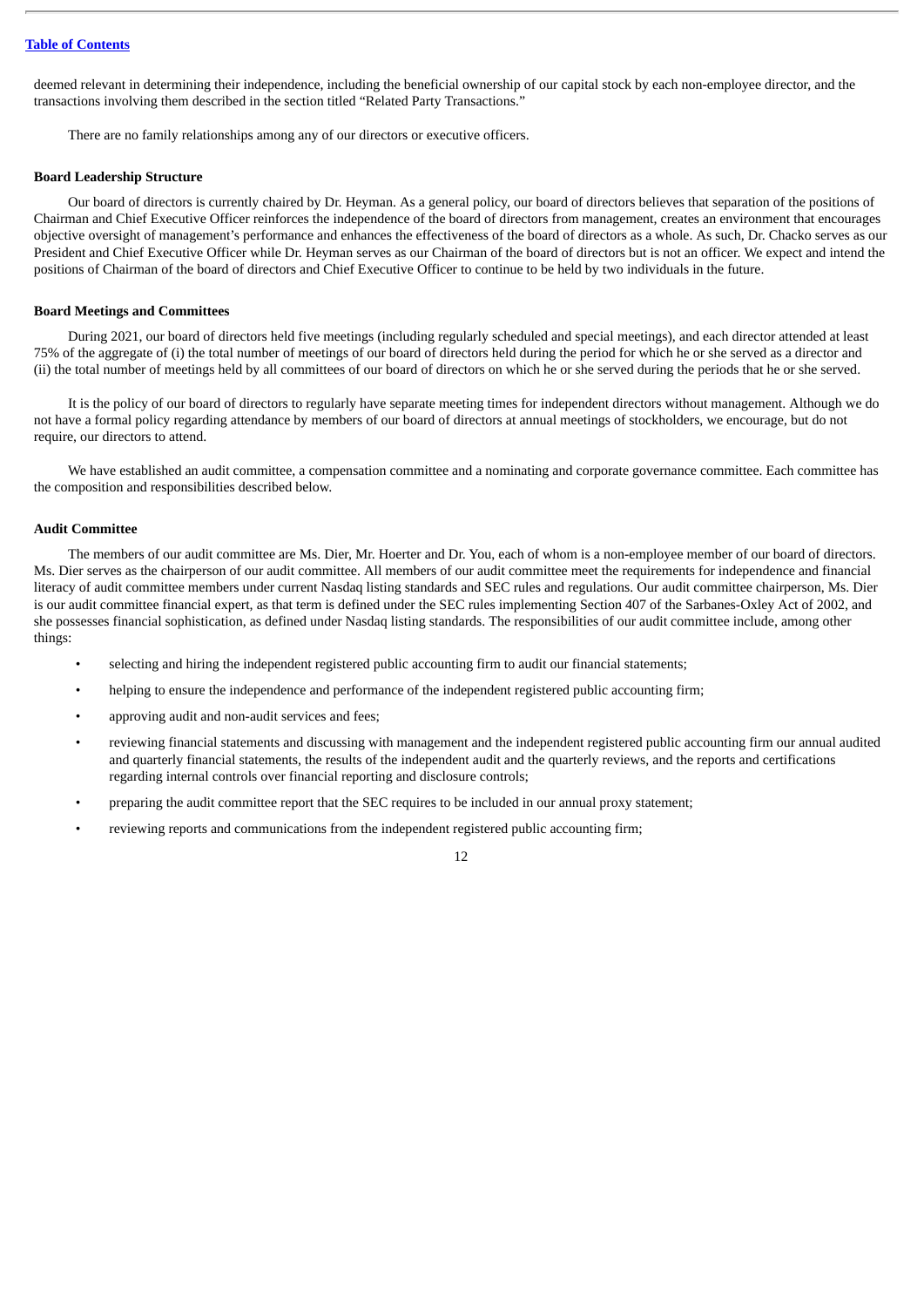deemed relevant in determining their independence, including the beneficial ownership of our capital stock by each non-employee director, and the transactions involving them described in the section titled "Related Party Transactions."

There are no family relationships among any of our directors or executive officers.

### Board Leadership Structure

Our board of directors is currently chaired by Dr. Heyman. As a general policy, our board of directors believes that separation of the positions of Chairman and Chief Executive Officer reinforces the independence of the board of directors from management, creates an environment that encourages objective oversight of management's performance and enhances the effectiveness of the board of directors as a whole. As such, Dr. Chacko serves as our President and Chief Executive Officer while Dr. Heyman serves as our Chairman of the board of directors but is not an officer. We expect and intend the positions of Chairman of the board of directors and Chief Executive Officer to continue to be held by two individuals in the future.

### Board Meetings and Committees

During 2021, our board of directors held five meetings (including regularly scheduled and special meetings), and each director attended at least 75% of the aggregate of (i) the total number of meetings of our board of directors held during the period for which he or she served as a director and (ii) the total number of meetings held by all committees of our board of directors on which he or she served during the periods that he or she served.

It is the policy of our board of directors to regularly have separate meeting times for independent directors without management. Although we do not have a formal policy regarding attendance by members of our board of directors at annual meetings of stockholders, we encourage, but do not require, our directors to attend.

We have established an audit committee, a compensation committee and a nominating and corporate governance committee. Each committee has the composition and responsibilities described below.

### Audit Committee

The members of our audit committee are Ms. Dier, Mr. Hoerter and Dr. You, each of whom is a non-employee member of our board of directors. Ms. Dier serves as the chairperson of our audit committee. All members of our audit committee meet the requirements for independence and financial literacy of audit committee members under current Nasdaq listing standards and SEC rules and regulations. Our audit committee chairperson, Ms. Dier is our audit committee financial expert, as that term is defined under the SEC rules implementing Section 407 of the Sarbanes-Oxley Act of 2002, and she possesses financial sophistication, as defined under Nasdaq listing standards. The responsibilities of our audit committee include, among other things:

- selecting and hiring the independent registered public accounting firm to audit our financial statements;
- helping to ensure the independence and performance of the independent registered public accounting firm;
- approving audit and non-audit services and fees;
- reviewing financial statements and discussing with management and the independent registered public accounting firm our annual audited and quarterly financial statements, the results of the independent audit and the quarterly reviews, and the reports and certifications regarding internal controls over financial reporting and disclosure controls;
- preparing the audit committee report that the SEC requires to be included in our annual proxy statement;
- reviewing reports and communications from the independent registered public accounting firm;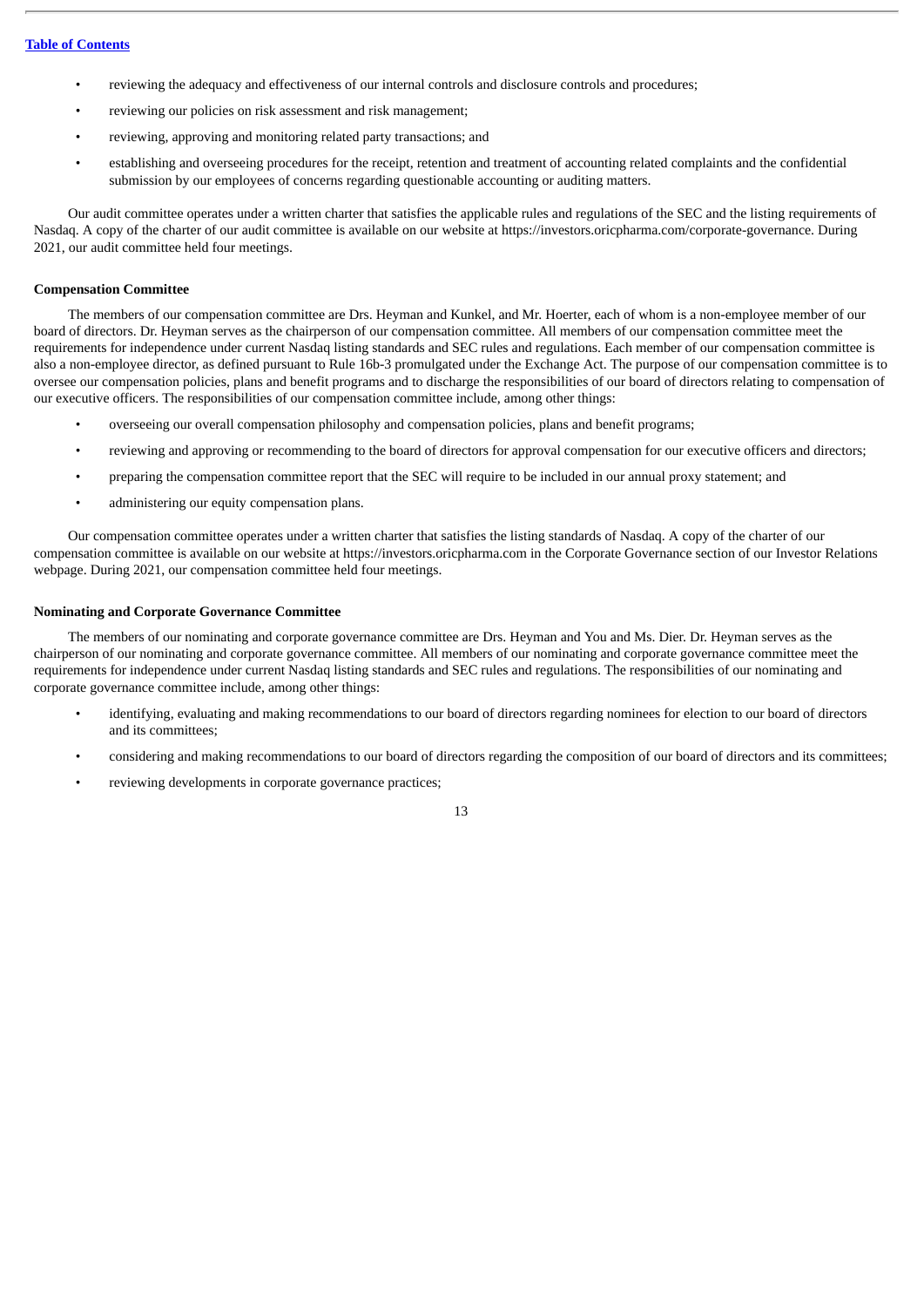- reviewing the adequacy and effectiveness of our internal controls and disclosure controls and procedures;
- reviewing our policies on risk assessment and risk management;
- reviewing, approving and monitoring related party transactions; and
- establishing and overseeing procedures for the receipt, retention and treatment of accounting related complaints and the confidential submission by our employees of concerns regarding questionable accounting or auditing matters.

Our audit committee operates under a written charter that satisfies the applicable rules and regulations of the SEC and the listing requirements of Nasdaq. A copy of the charter of our audit committee is available on our website at https://investors.oricpharma.com/corporate-governance. During 2021, our audit committee held four meetings.

**Compensation Committee**

The members of our compensation committee are Drs. Heyman and Kunkel, and Mr. Hoerter, each of whom is a non-employee member of our board of directors. Dr. Heyman serves as the chairperson of our compensation committee. All members of our compensation committee meet the requirements for independence under current Nasdaq listing standards and SEC rules and regulations. Each member of our compensation committee is also a non-employee director, as defined pursuant to Rule 16b-3 promulgated under the Exchange Act. The purpose of our compensation committee is to oversee our compensation policies, plans and benefit programs and to discharge the responsibilities of our board of directors relating to compensation of our executive officers. The responsibilities of our compensation committee include, among other things:

- overseeing our overall compensation philosophy and compensation policies, plans and benefit programs;
- reviewing and approving or recommending to the board of directors for approval compensation for our executive officers and directors;
- preparing the compensation committee report that the SEC will require to be included in our annual proxy statement; and
- administering our equity compensation plans.

Our compensation committee operates under a written charter that satisfies the listing standards of Nasdaq. A copy of the charter of our compensation committee is available on our website at https://investors.oricpharma.com in the Corporate Governance section of our Investor Relations webpage. During 2021, our compensation committee held four meetings.

**Nominating and Corporate Governance Committee**

The members of our nominating and corporate governance committee are Drs. Heyman and You and Ms. Dier. Dr. Heyman serves as the chairperson of our nominating and corporate governance committee. All members of our nominating and corporate governance committee meet the requirements for independence under current Nasdaq listing standards and SEC rules and regulations. The responsibilities of our nominating and corporate governance committee include, among other things:

- identifying, evaluating and making recommendations to our board of directors regarding nominees for election to our board of directors and its committees;
- considering and making recommendations to our board of directors regarding the composition of our board of directors and its committees;
- reviewing developments in corporate governance practices;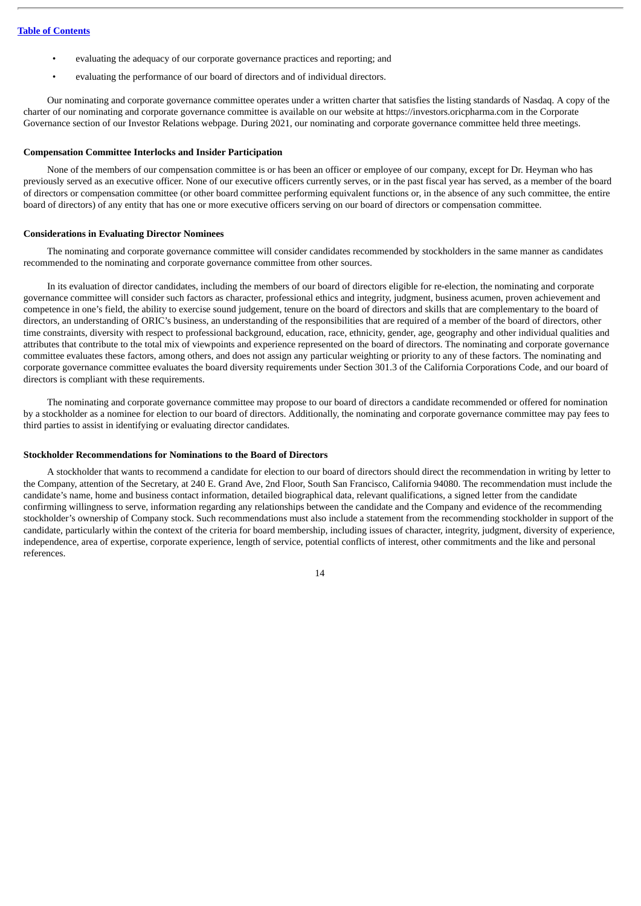- evaluating the adequacy of our corporate governance practices and reporting; and
- evaluating the performance of our board of directors and of individual directors.

Our nominating and corporate governance committee operates under a written charter that satisfies the listing standards of Nasdaq. A copy of the charter of our nominating and corporate governance committee is available on our website at https://investors.oricpharma.com in the Corporate Governance section of our Investor Relations webpage. During 2021, our nominating and corporate governance committee held three meetings.

**Compensation Committee Interlocks and Insider Participation**

None of the members of our compensation committee is or has been an officer or employee of our company, except for Dr. Heyman who has previously served as an executive officer. None of our executive officers currently serves, or in the past fiscal year has served, as a member of the board of directors or compensation committee (or other board committee performing equivalent functions or, in the absence of any such committee, the entire board of directors) of any entity that has one or more executive officers serving on our board of directors or compensation committee.

**Considerations in Evaluating Director Nominees**

The nominating and corporate governance committee will consider candidates recommended by stockholders in the same manner as candidates recommended to the nominating and corporate governance committee from other sources.

In its evaluation of director candidates, including the members of our board of directors eligible for re-election, the nominating and corporate governance committee will consider such factors as character, professional ethics and integrity, judgment, business acumen, proven achievement and competence in one's field, the ability to exercise sound judgement, tenure on the board of directors and skills that are complementary to the board of directors, an understanding of ORIC's business, an understanding of the responsibilities that are required of a member of the board of directors, other time constraints, diversity with respect to professional background, education, race, ethnicity, gender, age, geography and other individual qualities and attributes that contribute to the total mix of viewpoints and experience represented on the board of directors. The nominating and corporate governance committee evaluates these factors, among others, and does not assign any particular weighting or priority to any of these factors. The nominating and corporate governance committee evaluates the board diversity requirements under Section 301.3 of the California Corporations Code, and our board of directors is compliant with these requirements.

The nominating and corporate governance committee may propose to our board of directors a candidate recommended or offered for nomination by a stockholder as a nominee for election to our board of directors. Additionally, the nominating and corporate governance committee may pay fees to third parties to assist in identifying or evaluating director candidates.

**Stockholder Recommendations for Nominations to the Board of Directors**

A stockholder that wants to recommend a candidate for election to our board of directors should direct the recommendation in writing by letter to the Company, attention of the Secretary, at 240 E. Grand Ave, 2nd Floor, South San Francisco, California 94080. The recommendation must include the candidate's name, home and business contact information, detailed biographical data, relevant qualifications, a signed letter from the candidate confirming willingness to serve, information regarding any relationships between the candidate and the Company and evidence of the recommending stockholder's ownership of Company stock. Such recommendations must also include a statement from the recommending stockholder in support of the candidate, particularly within the context of the criteria for board membership, including issues of character, integrity, judgment, diversity of experience, independence, area of expertise, corporate experience, length of service, potential conflicts of interest, other commitments and the like and personal references.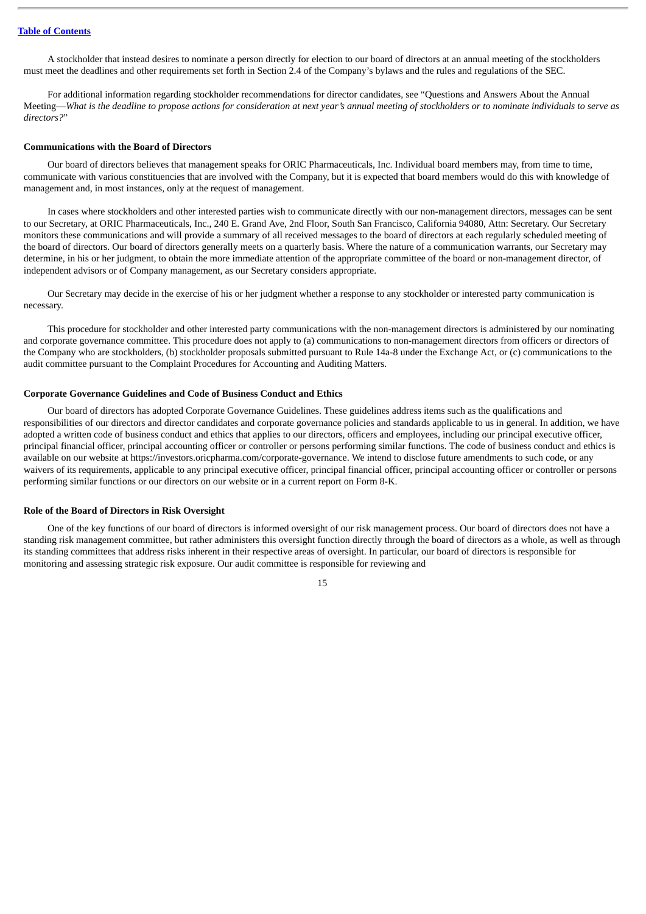A stockholder that instead desires to nominate a person directly for election to our board of directors at an annual meeting of the stockholders must meet the deadlines and other requirements set forth in Section 2.4 of the Company's bylaws and the rules and regulations of the SEC.

For additional information regarding stockholder recommendations for director candidates, see "Questions and Answers About the Annual Meeting—*What is the deadline to propose actions for consideration at next year's annual meeting of stockholders or to nominate individuals to serve as directors?*"

**Communications with the Board of Directors**

Our board of directors believes that management speaks for ORIC Pharmaceuticals, Inc. Individual board members may, from time to time, communicate with various constituencies that are involved with the Company, but it is expected that board members would do this with knowledge of management and, in most instances, only at the request of management.

In cases where stockholders and other interested parties wish to communicate directly with our non-management directors, messages can be sent to our Secretary, at ORIC Pharmaceuticals, Inc., 240 E. Grand Ave, 2nd Floor, South San Francisco, California 94080, Attn: Secretary. Our Secretary monitors these communications and will provide a summary of all received messages to the board of directors at each regularly scheduled meeting of the board of directors. Our board of directors generally meets on a quarterly basis. Where the nature of a communication warrants, our Secretary may determine, in his or her judgment, to obtain the more immediate attention of the appropriate committee of the board or non-management director, of independent advisors or of Company management, as our Secretary considers appropriate.

Our Secretary may decide in the exercise of his or her judgment whether a response to any stockholder or interested party communication is necessary.

This procedure for stockholder and other interested party communications with the non-management directors is administered by our nominating and corporate governance committee. This procedure does not apply to (a) communications to non-management directors from officers or directors of the Company who are stockholders, (b) stockholder proposals submitted pursuant to Rule 14a-8 under the Exchange Act, or (c) communications to the audit committee pursuant to the Complaint Procedures for Accounting and Auditing Matters.

**Corporate Governance Guidelines and Code of Business Conduct and Ethics**

Our board of directors has adopted Corporate Governance Guidelines. These guidelines address items such as the qualifications and responsibilities of our directors and director candidates and corporate governance policies and standards applicable to us in general. In addition, we have adopted a written code of business conduct and ethics that applies to our directors, officers and employees, including our principal executive officer, principal financial officer, principal accounting officer or controller or persons performing similar functions. The code of business conduct and ethics is available on our website at https://investors.oricpharma.com/corporate-governance. We intend to disclose future amendments to such code, or any waivers of its requirements, applicable to any principal executive officer, principal financial officer, principal accounting officer or controller or persons performing similar functions or our directors on our website or in a current report on Form 8-K.

**Role of the Board of Directors in Risk Oversight**

One of the key functions of our board of directors is informed oversight of our risk management process. Our board of directors does not have a standing risk management committee, but rather administers this oversight function directly through the board of directors as a whole, as well as through its standing committees that address risks inherent in their respective areas of oversight. In particular, our board of directors is responsible for monitoring and assessing strategic risk exposure. Our audit committee is responsible for reviewing and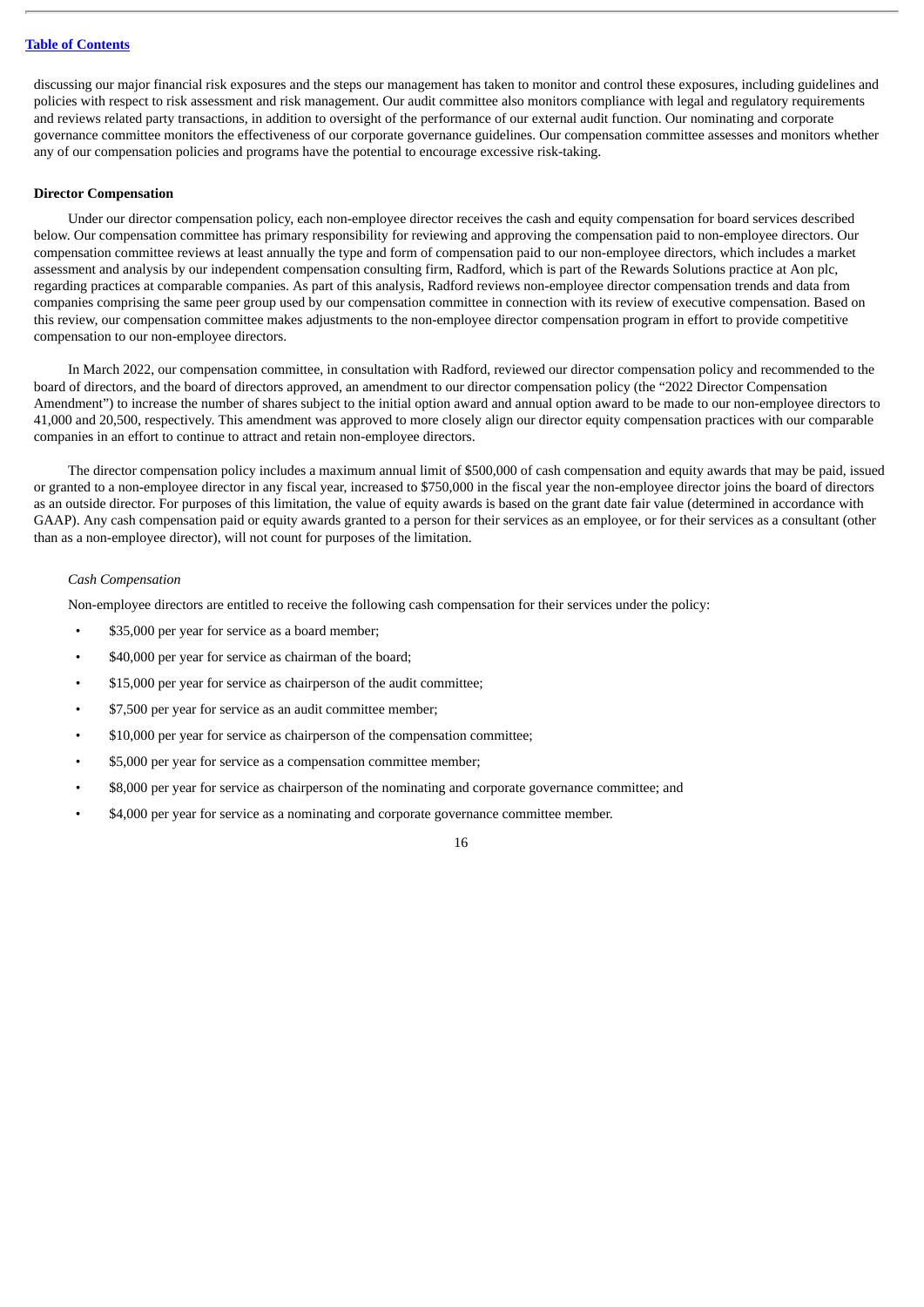discussing our major financial risk exposures and the steps our management has taken to monitor and control these exposures, including guidelines and policies with respect to risk assessment and risk management. Our audit committee also monitors compliance with legal and regulatory requirements and reviews related party transactions, in addition to oversight of the performance of our external audit function. Our nominating and corporate governance committee monitors the effectiveness of our corporate governance guidelines. Our compensation committee assesses and monitors whether any of our compensation policies and programs have the potential to encourage excessive risk-taking.

**Director Compensation**

Under our director compensation policy, each non-employee director receives the cash and equity compensation for board services described below. Our compensation committee has primary responsibility for reviewing and approving the compensation paid to non-employee directors. Our compensation committee reviews at least annually the type and form of compensation paid to our non-employee directors, which includes a market assessment and analysis by our independent compensation consulting firm, Radford, which is part of the Rewards Solutions practice at Aon plc, regarding practices at comparable companies. As part of this analysis, Radford reviews non-employee director compensation trends and data from companies comprising the same peer group used by our compensation committee in connection with its review of executive compensation. Based on this review, our compensation committee makes adjustments to the non-employee director compensation program in effort to provide competitive compensation to our non-employee directors.

In March 2022, our compensation committee, in consultation with Radford, reviewed our director compensation policy and recommended to the board of directors, and the board of directors approved, an amendment to our director compensation policy (the "2022 Director Compensation Amendment") to increase the number of shares subject to the initial option award and annual option award to be made to our non-employee directors to 41,000 and 20,500, respectively. This amendment was approved to more closely align our director equity compensation practices with our comparable companies in an effort to continue to attract and retain non-employee directors.

The director compensation policy includes a maximum annual limit of $500,000 of cash compensation and equity awards that may be paid, issued or granted to a non-employee director in any fiscal year, increased to $750,000 in the fiscal year the non-employee director joins the board of directors as an outside director. For purposes of this limitation, the value of equity awards is based on the grant date fair value (determined in accordance with GAAP). Any cash compensation paid or equity awards granted to a person for their services as an employee, or for their services as a consultant (other than as a non-employee director), will not count for purposes of the limitation.

*Cash Compensation*

Non-employee directors are entitled to receive the following cash compensation for their services under the policy:

- $35,000 per year for service as a board member;
- $40,000 per year for service as chairman of the board;
- $15,000 per year for service as chairperson of the audit committee;
- $7,500 per year for service as an audit committee member;
- $10,000 per year for service as chairperson of the compensation committee;
- $5,000 per year for service as a compensation committee member;
- $8,000 per year for service as chairperson of the nominating and corporate governance committee; and
- $4,000 per year for service as a nominating and corporate governance committee member.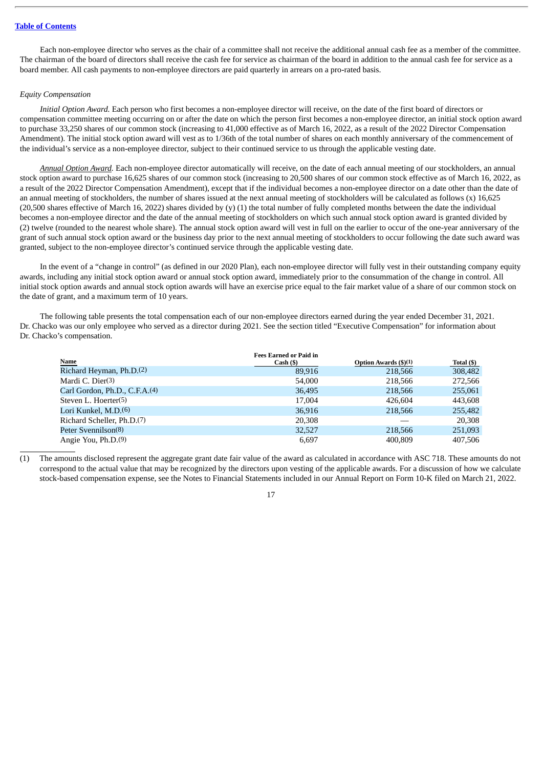Each non-employee director who serves as the chair of a committee shall not receive the additional annual cash fee as a member of the committee. The chairman of the board of directors shall receive the cash fee for service as chairman of the board in addition to the annual cash fee for service as a board member. All cash payments to non-employee directors are paid quarterly in arrears on a pro-rated basis.

*Equity Compensation*

*Initial Option Award.* Each person who first becomes a non-employee director will receive, on the date of the first board of directors or compensation committee meeting occurring on or after the date on which the person first becomes a non-employee director, an initial stock option award to purchase 33,250 shares of our common stock (increasing to 41,000 effective as of March 16, 2022, as a result of the 2022 Director Compensation Amendment). The initial stock option award will vest as to 1/36th of the total number of shares on each monthly anniversary of the commencement of the individual's service as a non-employee director, subject to their continued service to us through the applicable vesting date.

*Annual Option Award.* Each non-employee director automatically will receive, on the date of each annual meeting of our stockholders, an annual stock option award to purchase 16,625 shares of our common stock (increasing to 20,500 shares of our common stock effective as of March 16, 2022, as a result of the 2022 Director Compensation Amendment), except that if the individual becomes a non-employee director on a date other than the date of an annual meeting of stockholders, the number of shares issued at the next annual meeting of stockholders will be calculated as follows (x) 16,625 (20,500 shares effective of March 16, 2022) shares divided by (y) (1) the total number of fully completed months between the date the individual becomes a non-employee director and the date of the annual meeting of stockholders on which such annual stock option award is granted divided by (2) twelve (rounded to the nearest whole share). The annual stock option award will vest in full on the earlier to occur of the one-year anniversary of the grant of such annual stock option award or the business day prior to the next annual meeting of stockholders to occur following the date such award was granted, subject to the non-employee director's continued service through the applicable vesting date.

In the event of a "change in control" (as defined in our 2020 Plan), each non-employee director will fully vest in their outstanding company equity awards, including any initial stock option award or annual stock option award, immediately prior to the consummation of the change in control. All initial stock option awards and annual stock option awards will have an exercise price equal to the fair market value of a share of our common stock on the date of grant, and a maximum term of 10 years.

The following table presents the total compensation each of our non-employee directors earned during the year ended December 31, 2021. Dr. Chacko was our only employee who served as a director during 2021. See the section titled "Executive Compensation" for information about Dr. Chacko's compensation.

| Name | Fees Earned or Paid in Cash ($) | Option Awards ($)(1) | Total ($) |
|---|---|---|---|
| Richard Heyman, Ph.D.(2) | 89,916 | 218,566 | 308,482 |
| Mardi C. Dier(3) | 54,000 | 218,566 | 272,566 |
| Carl Gordon, Ph.D., C.F.A.(4) | 36,495 | 218,566 | 255,061 |
| Steven L. Hoerter(5) | 17,004 | 426,604 | 443,608 |
| Lori Kunkel, M.D.(6) | 36,916 | 218,566 | 255,482 |
| Richard Scheller, Ph.D.(7) | 20,308 | — | 20,308 |
| Peter Svennilson(8) | 32,527 | 218,566 | 251,093 |
| Angie You, Ph.D.(9) | 6,697 | 400,809 | 407,506 |

(1) The amounts disclosed represent the aggregate grant date fair value of the award as calculated in accordance with ASC 718. These amounts do not correspond to the actual value that may be recognized by the directors upon vesting of the applicable awards. For a discussion of how we calculate stock-based compensation expense, see the Notes to Financial Statements included in our Annual Report on Form 10-K filed on March 21, 2022.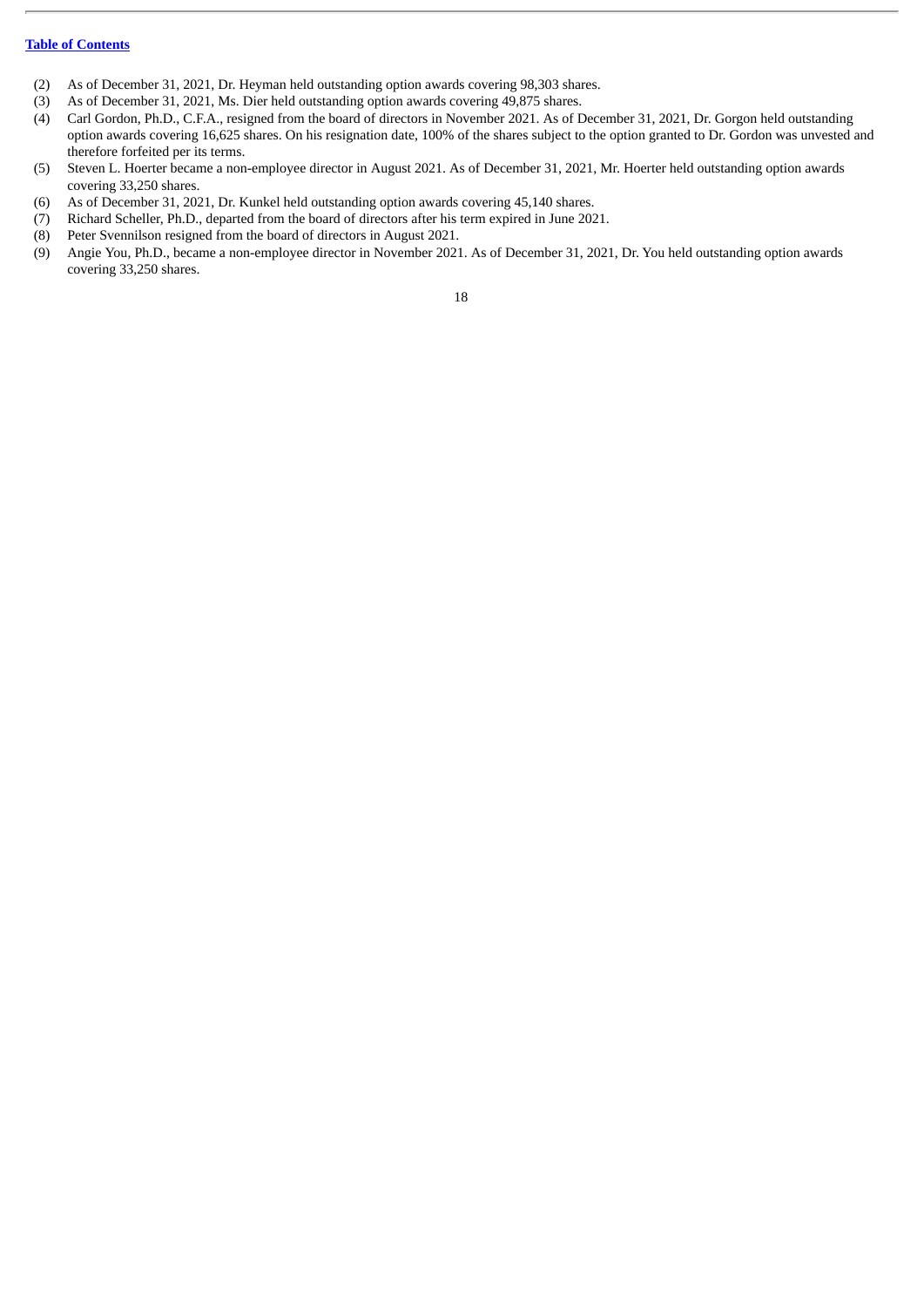(2) As of December 31, 2021, Dr. Heyman held outstanding option awards covering 98,303 shares.
(3) As of December 31, 2021, Ms. Dier held outstanding option awards covering 49,875 shares.
(4) Carl Gordon, Ph.D., C.F.A., resigned from the board of directors in November 2021. As of December 31, 2021, Dr. Gorgon held outstanding option awards covering 16,625 shares. On his resignation date, 100% of the shares subject to the option granted to Dr. Gordon was unvested and therefore forfeited per its terms.
(5) Steven L. Hoerter became a non-employee director in August 2021. As of December 31, 2021, Mr. Hoerter held outstanding option awards covering 33,250 shares.
(6) As of December 31, 2021, Dr. Kunkel held outstanding option awards covering 45,140 shares.
(7) Richard Scheller, Ph.D., departed from the board of directors after his term expired in June 2021.
(8) Peter Svennilson resigned from the board of directors in August 2021.
(9) Angie You, Ph.D., became a non-employee director in November 2021. As of December 31, 2021, Dr. You held outstanding option awards covering 33,250 shares.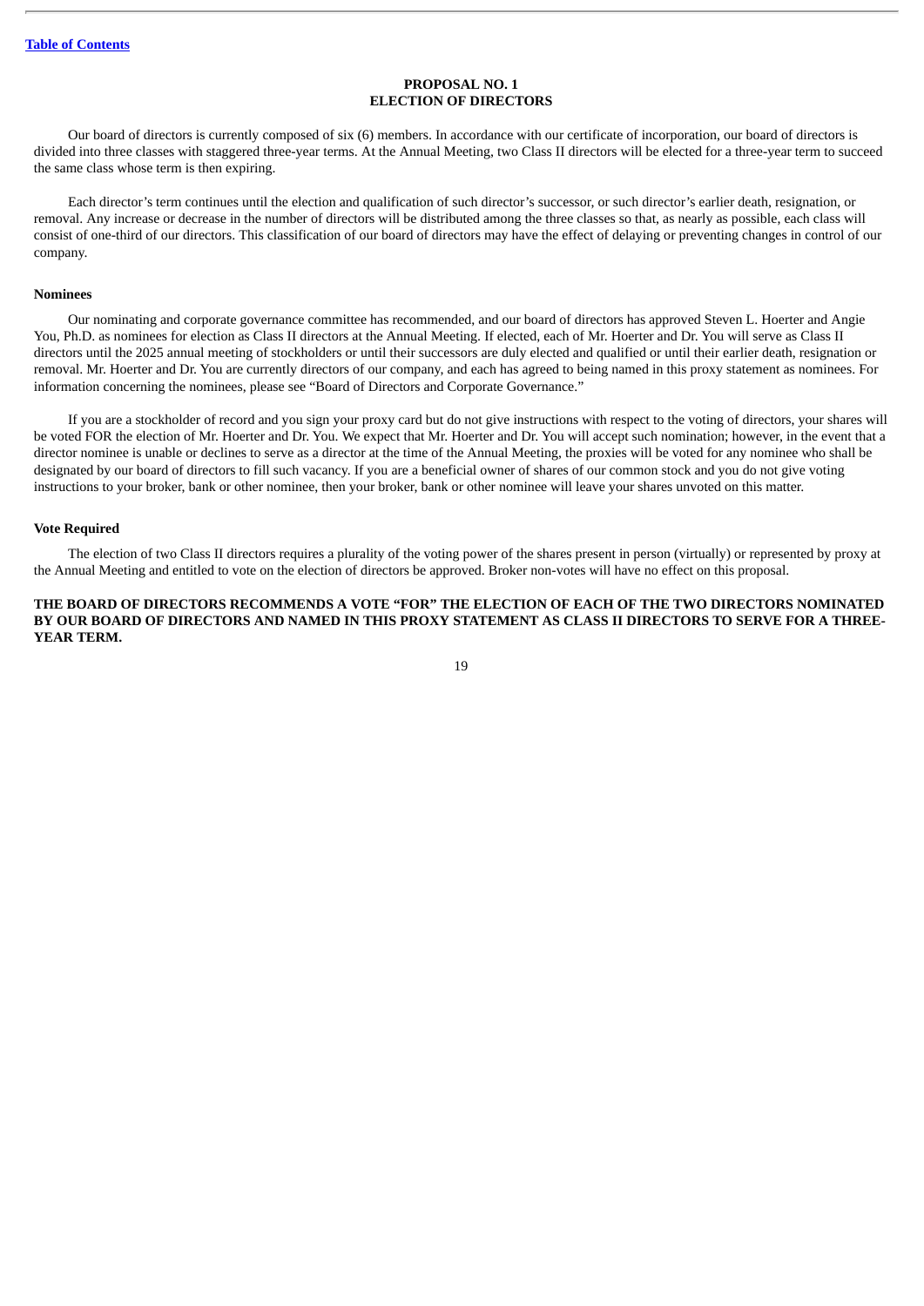[Table of Contents](#)

# PROPOSAL NO. 1
# ELECTION OF DIRECTORS

Our board of directors is currently composed of six (6) members. In accordance with our certificate of incorporation, our board of directors is divided into three classes with staggered three-year terms. At the Annual Meeting, two Class II directors will be elected for a three-year term to succeed the same class whose term is then expiring.

Each director's term continues until the election and qualification of such director's successor, or such director's earlier death, resignation, or removal. Any increase or decrease in the number of directors will be distributed among the three classes so that, as nearly as possible, each class will consist of one-third of our directors. This classification of our board of directors may have the effect of delaying or preventing changes in control of our company.

## Nominees

Our nominating and corporate governance committee has recommended, and our board of directors has approved Steven L. Hoerter and Angie You, Ph.D. as nominees for election as Class II directors at the Annual Meeting. If elected, each of Mr. Hoerter and Dr. You will serve as Class II directors until the 2025 annual meeting of stockholders or until their successors are duly elected and qualified or until their earlier death, resignation or removal. Mr. Hoerter and Dr. You are currently directors of our company, and each has agreed to being named in this proxy statement as nominees. For information concerning the nominees, please see "Board of Directors and Corporate Governance."

If you are a stockholder of record and you sign your proxy card but do not give instructions with respect to the voting of directors, your shares will be voted FOR the election of Mr. Hoerter and Dr. You. We expect that Mr. Hoerter and Dr. You will accept such nomination; however, in the event that a director nominee is unable or declines to serve as a director at the time of the Annual Meeting, the proxies will be voted for any nominee who shall be designated by our board of directors to fill such vacancy. If you are a beneficial owner of shares of our common stock and you do not give voting instructions to your broker, bank or other nominee, then your broker, bank or other nominee will leave your shares unvoted on this matter.

## Vote Required

The election of two Class II directors requires a plurality of the voting power of the shares present in person (virtually) or represented by proxy at the Annual Meeting and entitled to vote on the election of directors be approved. Broker non-votes will have no effect on this proposal.

**THE BOARD OF DIRECTORS RECOMMENDS A VOTE "FOR" THE ELECTION OF EACH OF THE TWO DIRECTORS NOMINATED BY OUR BOARD OF DIRECTORS AND NAMED IN THIS PROXY STATEMENT AS CLASS II DIRECTORS TO SERVE FOR A THREE-YEAR TERM.**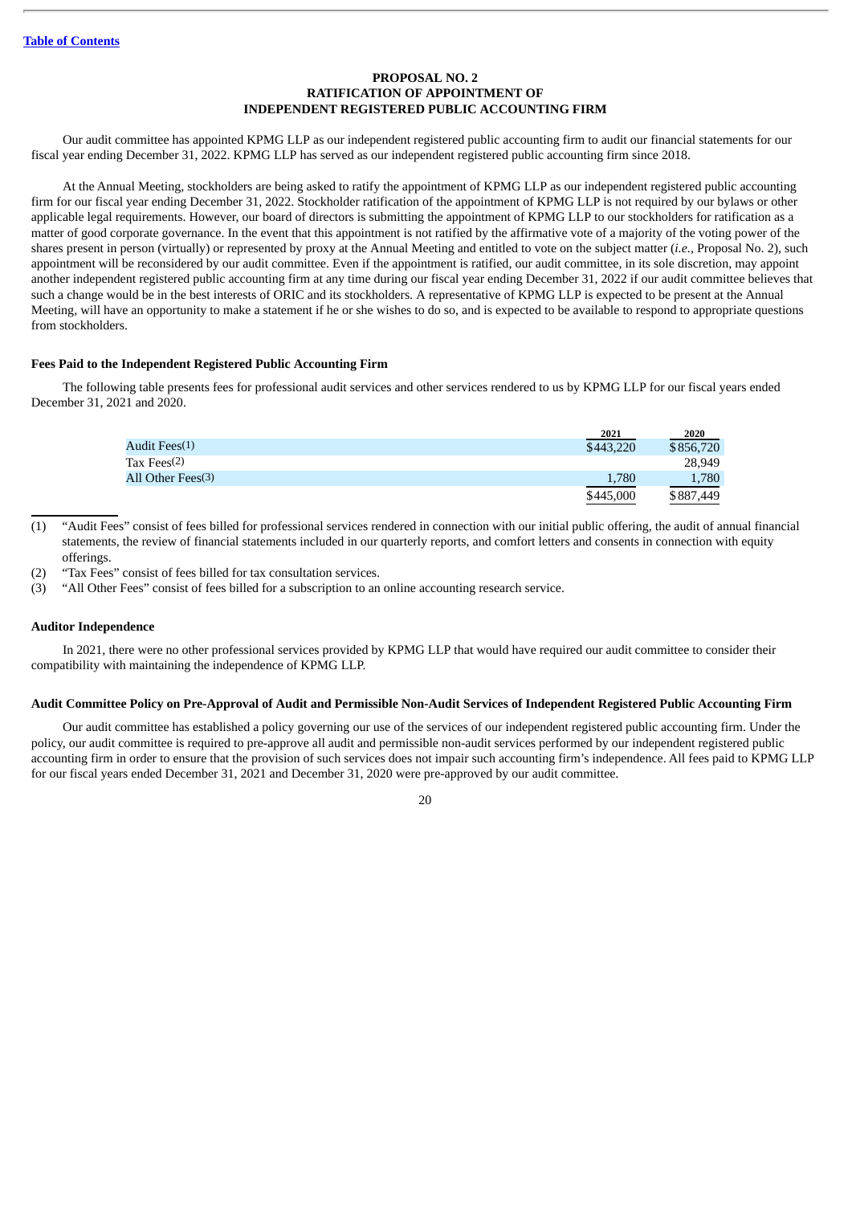[Table of Contents](#)

## PROPOSAL NO. 2
## RATIFICATION OF APPOINTMENT OF
## INDEPENDENT REGISTERED PUBLIC ACCOUNTING FIRM

Our audit committee has appointed KPMG LLP as our independent registered public accounting firm to audit our financial statements for our fiscal year ending December 31, 2022. KPMG LLP has served as our independent registered public accounting firm since 2018.

At the Annual Meeting, stockholders are being asked to ratify the appointment of KPMG LLP as our independent registered public accounting firm for our fiscal year ending December 31, 2022. Stockholder ratification of the appointment of KPMG LLP is not required by our bylaws or other applicable legal requirements. However, our board of directors is submitting the appointment of KPMG LLP to our stockholders for ratification as a matter of good corporate governance. In the event that this appointment is not ratified by the affirmative vote of a majority of the voting power of the shares present in person (virtually) or represented by proxy at the Annual Meeting and entitled to vote on the subject matter (*i.e.*, Proposal No. 2), such appointment will be reconsidered by our audit committee. Even if the appointment is ratified, our audit committee, in its sole discretion, may appoint another independent registered public accounting firm at any time during our fiscal year ending December 31, 2022 if our audit committee believes that such a change would be in the best interests of ORIC and its stockholders. A representative of KPMG LLP is expected to be present at the Annual Meeting, will have an opportunity to make a statement if he or she wishes to do so, and is expected to be available to respond to appropriate questions from stockholders.

### Fees Paid to the Independent Registered Public Accounting Firm

The following table presents fees for professional audit services and other services rendered to us by KPMG LLP for our fiscal years ended December 31, 2021 and 2020.

| | 2021 | 2020 |
|---|---|---|
| Audit Fees(1) | $443,220 | $856,720 |
| Tax Fees(2) | | 28,949 |
| All Other Fees(3) | 1,780 | 1,780 |
| | $445,000 | $887,449 |

(1) "Audit Fees" consist of fees billed for professional services rendered in connection with our initial public offering, the audit of annual financial statements, the review of financial statements included in our quarterly reports, and comfort letters and consents in connection with equity offerings.

(2) "Tax Fees" consist of fees billed for tax consultation services.

(3) "All Other Fees" consist of fees billed for a subscription to an online accounting research service.

### Auditor Independence

In 2021, there were no other professional services provided by KPMG LLP that would have required our audit committee to consider their compatibility with maintaining the independence of KPMG LLP.

### Audit Committee Policy on Pre-Approval of Audit and Permissible Non-Audit Services of Independent Registered Public Accounting Firm

Our audit committee has established a policy governing our use of the services of our independent registered public accounting firm. Under the policy, our audit committee is required to pre-approve all audit and permissible non-audit services performed by our independent registered public accounting firm in order to ensure that the provision of such services does not impair such accounting firm's independence. All fees paid to KPMG LLP for our fiscal years ended December 31, 2021 and December 31, 2020 were pre-approved by our audit committee.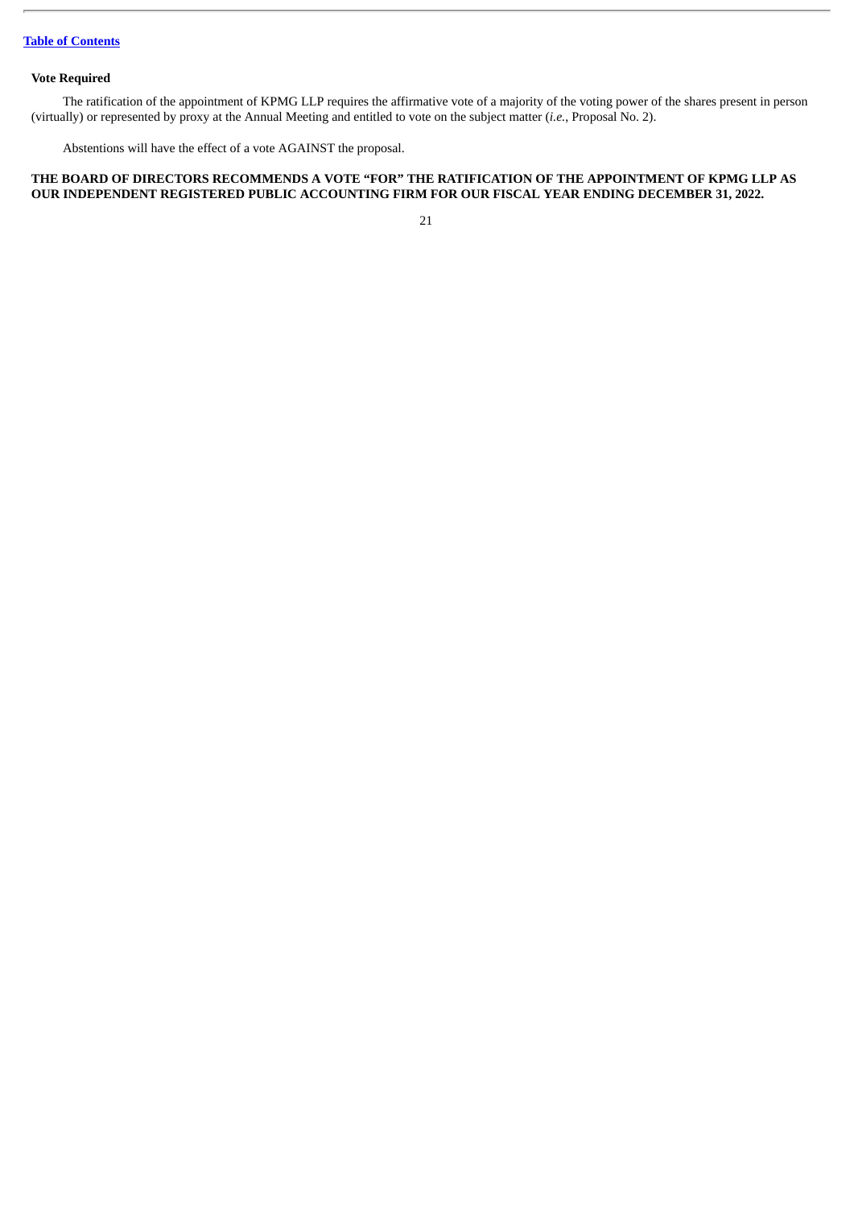**Vote Required**

The ratification of the appointment of KPMG LLP requires the affirmative vote of a majority of the voting power of the shares present in person (virtually) or represented by proxy at the Annual Meeting and entitled to vote on the subject matter (*i.e.*, Proposal No. 2).

Abstentions will have the effect of a vote AGAINST the proposal.

**THE BOARD OF DIRECTORS RECOMMENDS A VOTE "FOR" THE RATIFICATION OF THE APPOINTMENT OF KPMG LLP AS OUR INDEPENDENT REGISTERED PUBLIC ACCOUNTING FIRM FOR OUR FISCAL YEAR ENDING DECEMBER 31, 2022.**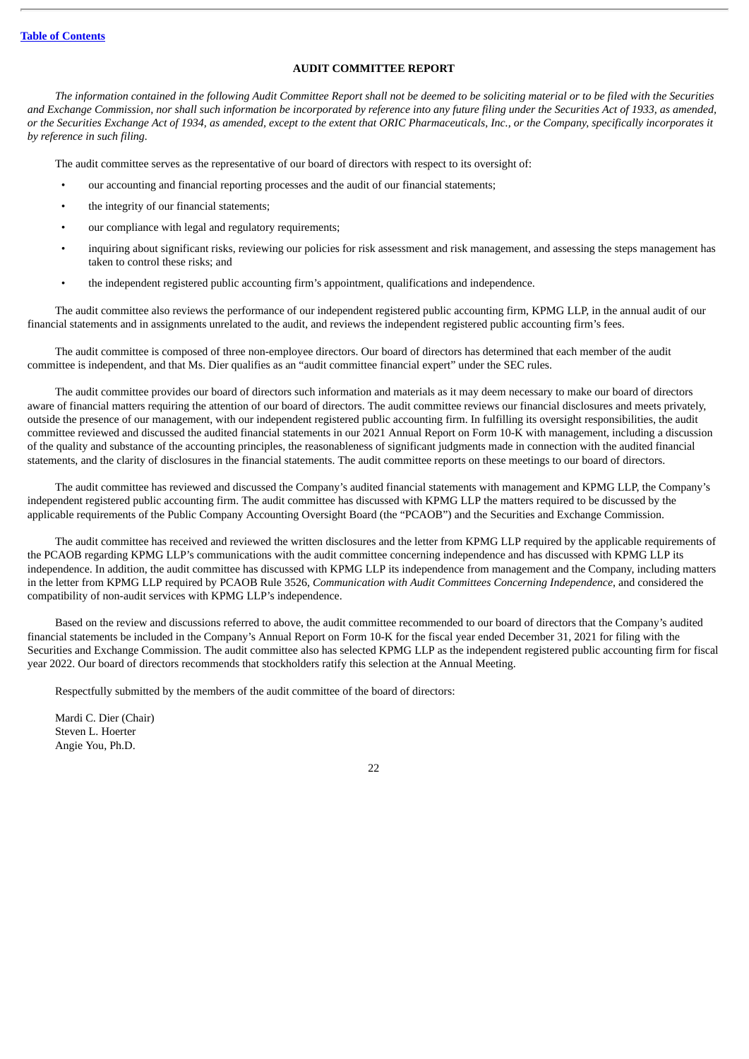## AUDIT COMMITTEE REPORT

*The information contained in the following Audit Committee Report shall not be deemed to be soliciting material or to be filed with the Securities and Exchange Commission, nor shall such information be incorporated by reference into any future filing under the Securities Act of 1933, as amended, or the Securities Exchange Act of 1934, as amended, except to the extent that ORIC Pharmaceuticals, Inc., or the Company, specifically incorporates it by reference in such filing.*

The audit committee serves as the representative of our board of directors with respect to its oversight of:

- our accounting and financial reporting processes and the audit of our financial statements;
- the integrity of our financial statements;
- our compliance with legal and regulatory requirements;
- inquiring about significant risks, reviewing our policies for risk assessment and risk management, and assessing the steps management has taken to control these risks; and
- the independent registered public accounting firm's appointment, qualifications and independence.

The audit committee also reviews the performance of our independent registered public accounting firm, KPMG LLP, in the annual audit of our financial statements and in assignments unrelated to the audit, and reviews the independent registered public accounting firm's fees.

The audit committee is composed of three non-employee directors. Our board of directors has determined that each member of the audit committee is independent, and that Ms. Dier qualifies as an "audit committee financial expert" under the SEC rules.

The audit committee provides our board of directors such information and materials as it may deem necessary to make our board of directors aware of financial matters requiring the attention of our board of directors. The audit committee reviews our financial disclosures and meets privately, outside the presence of our management, with our independent registered public accounting firm. In fulfilling its oversight responsibilities, the audit committee reviewed and discussed the audited financial statements in our 2021 Annual Report on Form 10-K with management, including a discussion of the quality and substance of the accounting principles, the reasonableness of significant judgments made in connection with the audited financial statements, and the clarity of disclosures in the financial statements. The audit committee reports on these meetings to our board of directors.

The audit committee has reviewed and discussed the Company's audited financial statements with management and KPMG LLP, the Company's independent registered public accounting firm. The audit committee has discussed with KPMG LLP the matters required to be discussed by the applicable requirements of the Public Company Accounting Oversight Board (the "PCAOB") and the Securities and Exchange Commission.

The audit committee has received and reviewed the written disclosures and the letter from KPMG LLP required by the applicable requirements of the PCAOB regarding KPMG LLP's communications with the audit committee concerning independence and has discussed with KPMG LLP its independence. In addition, the audit committee has discussed with KPMG LLP its independence from management and the Company, including matters in the letter from KPMG LLP required by PCAOB Rule 3526, *Communication with Audit Committees Concerning Independence*, and considered the compatibility of non-audit services with KPMG LLP's independence.

Based on the review and discussions referred to above, the audit committee recommended to our board of directors that the Company's audited financial statements be included in the Company's Annual Report on Form 10-K for the fiscal year ended December 31, 2021 for filing with the Securities and Exchange Commission. The audit committee also has selected KPMG LLP as the independent registered public accounting firm for fiscal year 2022. Our board of directors recommends that stockholders ratify this selection at the Annual Meeting.

Respectfully submitted by the members of the audit committee of the board of directors:

Mardi C. Dier (Chair)
Steven L. Hoerter
Angie You, Ph.D.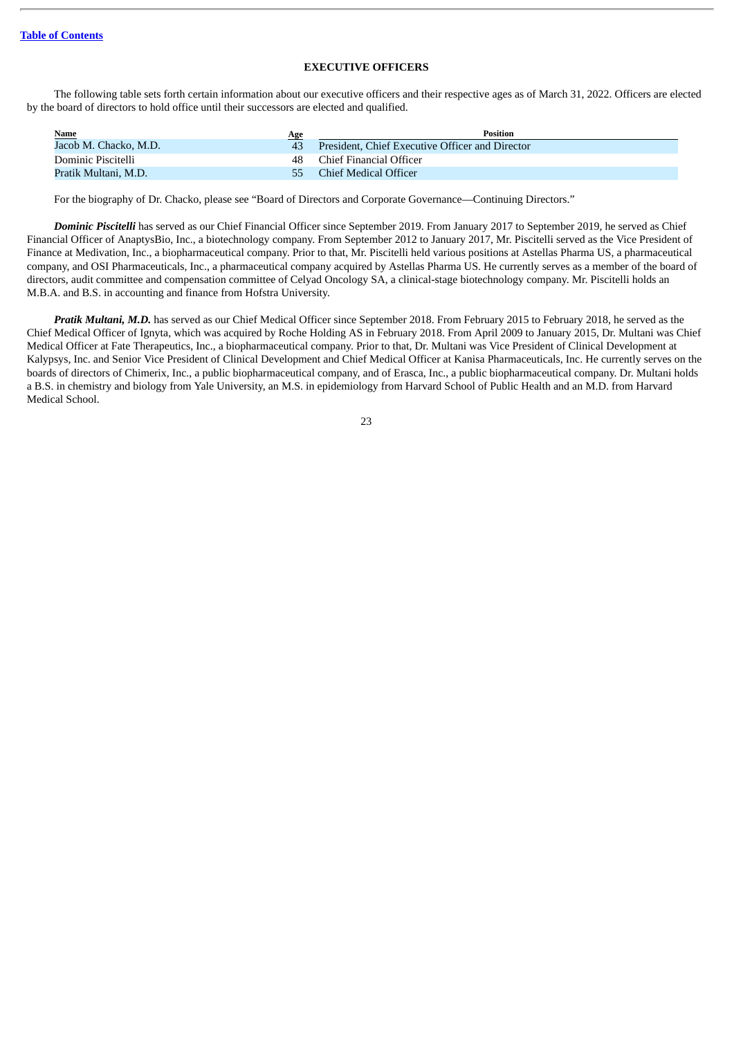## EXECUTIVE OFFICERS

The following table sets forth certain information about our executive officers and their respective ages as of March 31, 2022. Officers are elected by the board of directors to hold office until their successors are elected and qualified.

| Name | Age | Position |
|---|---|---|
| Jacob M. Chacko, M.D. | 43 | President, Chief Executive Officer and Director |
| Dominic Piscitelli | 48 | Chief Financial Officer |
| Pratik Multani, M.D. | 55 | Chief Medical Officer |

For the biography of Dr. Chacko, please see "Board of Directors and Corporate Governance—Continuing Directors."

***Dominic Piscitelli*** has served as our Chief Financial Officer since September 2019. From January 2017 to September 2019, he served as Chief Financial Officer of AnaptysBio, Inc., a biotechnology company. From September 2012 to January 2017, Mr. Piscitelli served as the Vice President of Finance at Medivation, Inc., a biopharmaceutical company. Prior to that, Mr. Piscitelli held various positions at Astellas Pharma US, a pharmaceutical company, and OSI Pharmaceuticals, Inc., a pharmaceutical company acquired by Astellas Pharma US. He currently serves as a member of the board of directors, audit committee and compensation committee of Celyad Oncology SA, a clinical-stage biotechnology company. Mr. Piscitelli holds an M.B.A. and B.S. in accounting and finance from Hofstra University.

***Pratik Multani, M.D.*** has served as our Chief Medical Officer since September 2018. From February 2015 to February 2018, he served as the Chief Medical Officer of Ignyta, which was acquired by Roche Holding AS in February 2018. From April 2009 to January 2015, Dr. Multani was Chief Medical Officer at Fate Therapeutics, Inc., a biopharmaceutical company. Prior to that, Dr. Multani was Vice President of Clinical Development at Kalypsys, Inc. and Senior Vice President of Clinical Development and Chief Medical Officer at Kanisa Pharmaceuticals, Inc. He currently serves on the boards of directors of Chimerix, Inc., a public biopharmaceutical company, and of Erasca, Inc., a public biopharmaceutical company. Dr. Multani holds a B.S. in chemistry and biology from Yale University, an M.S. in epidemiology from Harvard School of Public Health and an M.D. from Harvard Medical School.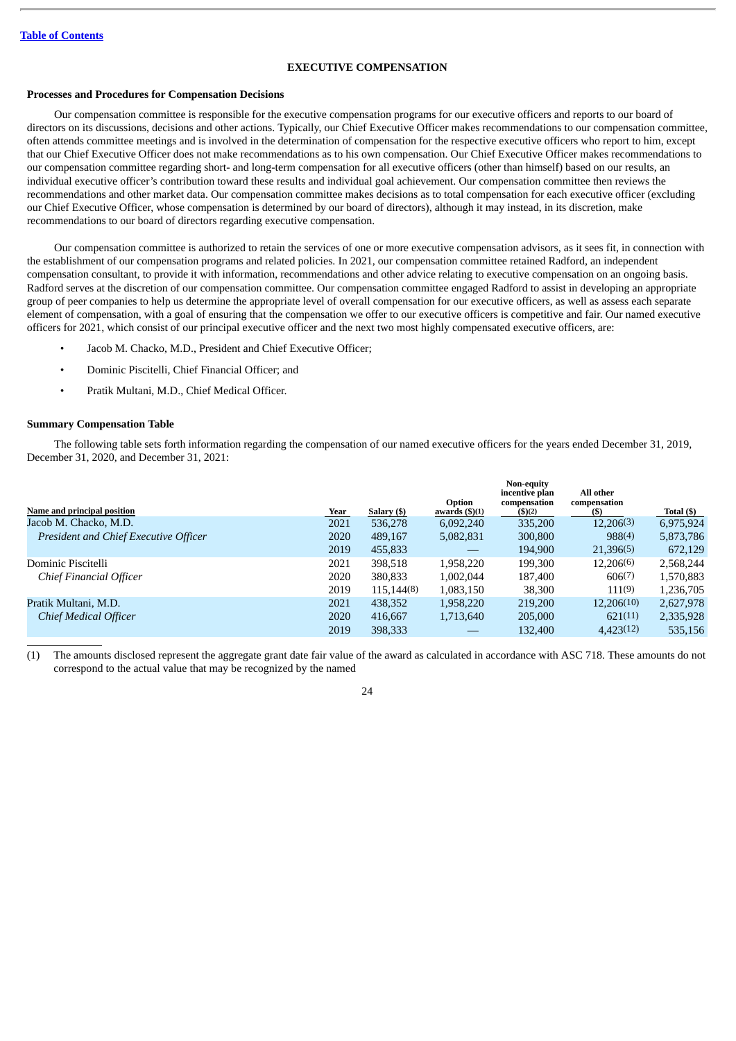[Table of Contents](#)

## EXECUTIVE COMPENSATION

### Processes and Procedures for Compensation Decisions

Our compensation committee is responsible for the executive compensation programs for our executive officers and reports to our board of directors on its discussions, decisions and other actions. Typically, our Chief Executive Officer makes recommendations to our compensation committee, often attends committee meetings and is involved in the determination of compensation for the respective executive officers who report to him, except that our Chief Executive Officer does not make recommendations as to his own compensation. Our Chief Executive Officer makes recommendations to our compensation committee regarding short- and long-term compensation for all executive officers (other than himself) based on our results, an individual executive officer's contribution toward these results and individual goal achievement. Our compensation committee then reviews the recommendations and other market data. Our compensation committee makes decisions as to total compensation for each executive officer (excluding our Chief Executive Officer, whose compensation is determined by our board of directors), although it may instead, in its discretion, make recommendations to our board of directors regarding executive compensation.

Our compensation committee is authorized to retain the services of one or more executive compensation advisors, as it sees fit, in connection with the establishment of our compensation programs and related policies. In 2021, our compensation committee retained Radford, an independent compensation consultant, to provide it with information, recommendations and other advice relating to executive compensation on an ongoing basis. Radford serves at the discretion of our compensation committee. Our compensation committee engaged Radford to assist in developing an appropriate group of peer companies to help us determine the appropriate level of overall compensation for our executive officers, as well as assess each separate element of compensation, with a goal of ensuring that the compensation we offer to our executive officers is competitive and fair. Our named executive officers for 2021, which consist of our principal executive officer and the next two most highly compensated executive officers, are:

- Jacob M. Chacko, M.D., President and Chief Executive Officer;
- Dominic Piscitelli, Chief Financial Officer; and
- Pratik Multani, M.D., Chief Medical Officer.

### Summary Compensation Table

The following table sets forth information regarding the compensation of our named executive officers for the years ended December 31, 2019, December 31, 2020, and December 31, 2021:

| Name and principal position | Year | Salary ($) | Option awards ($)(1) | Non-equity incentive plan compensation ($)(2) | All other compensation ($) | Total ($) |
|---|---|---|---|---|---|---|
| Jacob M. Chacko, M.D. | 2021 | 536,278 | 6,092,240 | 335,200 | 12,206(3) | 6,975,924 |
| *President and Chief Executive Officer* | 2020 | 489,167 | 5,082,831 | 300,800 | 988(4) | 5,873,786 |
| | 2019 | 455,833 | — | 194,900 | 21,396(5) | 672,129 |
| Dominic Piscitelli | 2021 | 398,518 | 1,958,220 | 199,300 | 12,206(6) | 2,568,244 |
| *Chief Financial Officer* | 2020 | 380,833 | 1,002,044 | 187,400 | 606(7) | 1,570,883 |
| | 2019 | 115,144(8) | 1,083,150 | 38,300 | 111(9) | 1,236,705 |
| Pratik Multani, M.D. | 2021 | 438,352 | 1,958,220 | 219,200 | 12,206(10) | 2,627,978 |
| *Chief Medical Officer* | 2020 | 416,667 | 1,713,640 | 205,000 | 621(11) | 2,335,928 |
| | 2019 | 398,333 | — | 132,400 | 4,423(12) | 535,156 |

(1) The amounts disclosed represent the aggregate grant date fair value of the award as calculated in accordance with ASC 718. These amounts do not correspond to the actual value that may be recognized by the named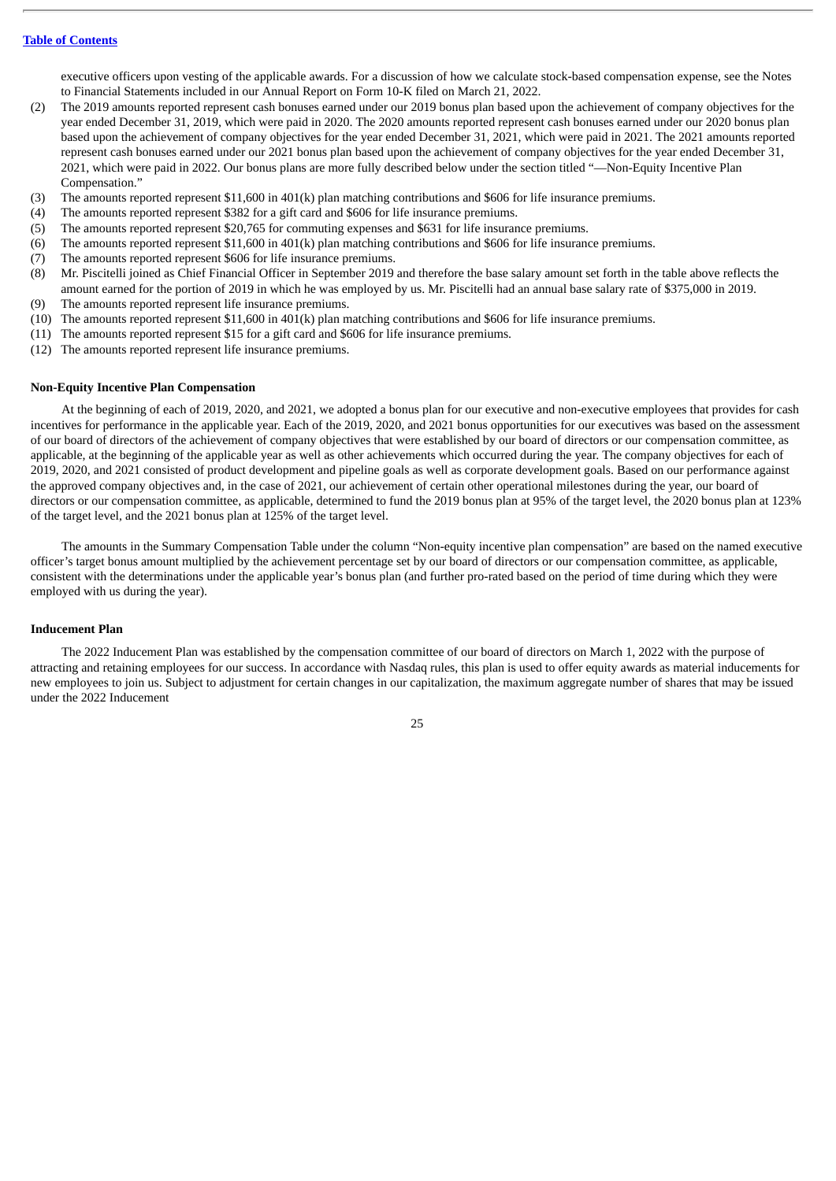executive officers upon vesting of the applicable awards. For a discussion of how we calculate stock-based compensation expense, see the Notes to Financial Statements included in our Annual Report on Form 10-K filed on March 21, 2022.

(2) The 2019 amounts reported represent cash bonuses earned under our 2019 bonus plan based upon the achievement of company objectives for the year ended December 31, 2019, which were paid in 2020. The 2020 amounts reported represent cash bonuses earned under our 2020 bonus plan based upon the achievement of company objectives for the year ended December 31, 2021, which were paid in 2021. The 2021 amounts reported represent cash bonuses earned under our 2021 bonus plan based upon the achievement of company objectives for the year ended December 31, 2021, which were paid in 2022. Our bonus plans are more fully described below under the section titled "—Non-Equity Incentive Plan Compensation."

(3) The amounts reported represent $11,600 in 401(k) plan matching contributions and $606 for life insurance premiums.

(4) The amounts reported represent $382 for a gift card and $606 for life insurance premiums.

(5) The amounts reported represent $20,765 for commuting expenses and $631 for life insurance premiums.

(6) The amounts reported represent $11,600 in 401(k) plan matching contributions and $606 for life insurance premiums.

(7) The amounts reported represent $606 for life insurance premiums.

(8) Mr. Piscitelli joined as Chief Financial Officer in September 2019 and therefore the base salary amount set forth in the table above reflects the amount earned for the portion of 2019 in which he was employed by us. Mr. Piscitelli had an annual base salary rate of $375,000 in 2019.

(9) The amounts reported represent life insurance premiums.

(10) The amounts reported represent $11,600 in 401(k) plan matching contributions and $606 for life insurance premiums.

(11) The amounts reported represent $15 for a gift card and $606 for life insurance premiums.

(12) The amounts reported represent life insurance premiums.

**Non-Equity Incentive Plan Compensation**

At the beginning of each of 2019, 2020, and 2021, we adopted a bonus plan for our executive and non-executive employees that provides for cash incentives for performance in the applicable year. Each of the 2019, 2020, and 2021 bonus opportunities for our executives was based on the assessment of our board of directors of the achievement of company objectives that were established by our board of directors or our compensation committee, as applicable, at the beginning of the applicable year as well as other achievements which occurred during the year. The company objectives for each of 2019, 2020, and 2021 consisted of product development and pipeline goals as well as corporate development goals. Based on our performance against the approved company objectives and, in the case of 2021, our achievement of certain other operational milestones during the year, our board of directors or our compensation committee, as applicable, determined to fund the 2019 bonus plan at 95% of the target level, the 2020 bonus plan at 123% of the target level, and the 2021 bonus plan at 125% of the target level.

The amounts in the Summary Compensation Table under the column "Non-equity incentive plan compensation" are based on the named executive officer's target bonus amount multiplied by the achievement percentage set by our board of directors or our compensation committee, as applicable, consistent with the determinations under the applicable year's bonus plan (and further pro-rated based on the period of time during which they were employed with us during the year).

**Inducement Plan**

The 2022 Inducement Plan was established by the compensation committee of our board of directors on March 1, 2022 with the purpose of attracting and retaining employees for our success. In accordance with Nasdaq rules, this plan is used to offer equity awards as material inducements for new employees to join us. Subject to adjustment for certain changes in our capitalization, the maximum aggregate number of shares that may be issued under the 2022 Inducement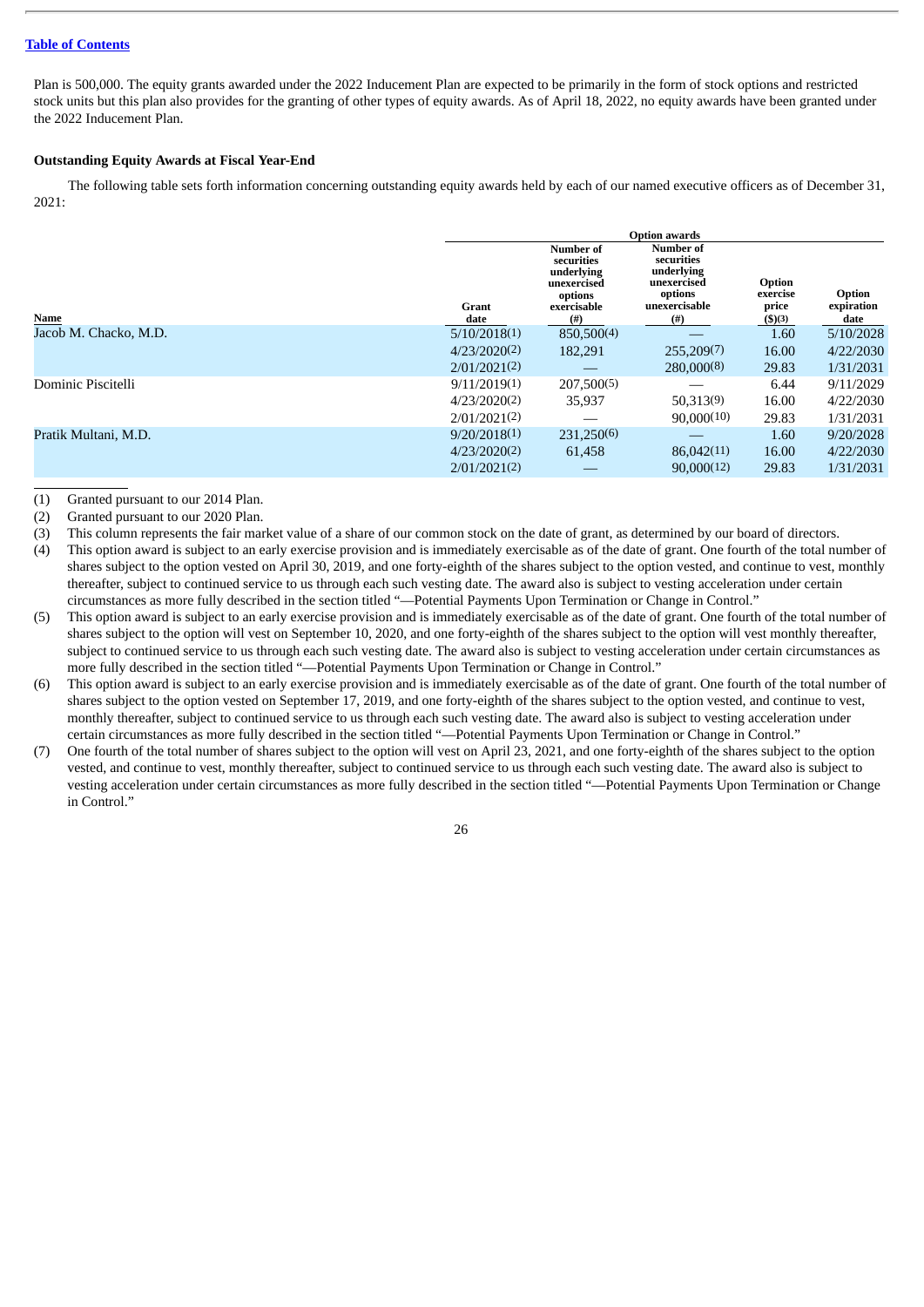Plan is 500,000. The equity grants awarded under the 2022 Inducement Plan are expected to be primarily in the form of stock options and restricted stock units but this plan also provides for the granting of other types of equity awards. As of April 18, 2022, no equity awards have been granted under the 2022 Inducement Plan.

**Outstanding Equity Awards at Fiscal Year-End**

The following table sets forth information concerning outstanding equity awards held by each of our named executive officers as of December 31, 2021:

| | Option awards | | | | |
|---|---|---|---|---|---|
| **Name** | **Grant date** | **Number of securities underlying unexercised options exercisable (#)** | **Number of securities underlying unexercised options unexercisable (#)** | **Option exercise price ($)(3)** | **Option expiration date** |
| Jacob M. Chacko, M.D. | 5/10/2018(1) | 850,500(4) | — | 1.60 | 5/10/2028 |
| | 4/23/2020(2) | 182,291 | 255,209(7) | 16.00 | 4/22/2030 |
| | 2/01/2021(2) | — | 280,000(8) | 29.83 | 1/31/2031 |
| Dominic Piscitelli | 9/11/2019(1) | 207,500(5) | — | 6.44 | 9/11/2029 |
| | 4/23/2020(2) | 35,937 | 50,313(9) | 16.00 | 4/22/2030 |
| | 2/01/2021(2) | — | 90,000(10) | 29.83 | 1/31/2031 |
| Pratik Multani, M.D. | 9/20/2018(1) | 231,250(6) | — | 1.60 | 9/20/2028 |
| | 4/23/2020(2) | 61,458 | 86,042(11) | 16.00 | 4/22/2030 |
| | 2/01/2021(2) | — | 90,000(12) | 29.83 | 1/31/2031 |

(1) Granted pursuant to our 2014 Plan.

(2) Granted pursuant to our 2020 Plan.

(3) This column represents the fair market value of a share of our common stock on the date of grant, as determined by our board of directors.

(4) This option award is subject to an early exercise provision and is immediately exercisable as of the date of grant. One fourth of the total number of shares subject to the option vested on April 30, 2019, and one forty-eighth of the shares subject to the option vested, and continue to vest, monthly thereafter, subject to continued service to us through each such vesting date. The award also is subject to vesting acceleration under certain circumstances as more fully described in the section titled "—Potential Payments Upon Termination or Change in Control."

(5) This option award is subject to an early exercise provision and is immediately exercisable as of the date of grant. One fourth of the total number of shares subject to the option will vest on September 10, 2020, and one forty-eighth of the shares subject to the option will vest monthly thereafter, subject to continued service to us through each such vesting date. The award also is subject to vesting acceleration under certain circumstances as more fully described in the section titled "—Potential Payments Upon Termination or Change in Control."

(6) This option award is subject to an early exercise provision and is immediately exercisable as of the date of grant. One fourth of the total number of shares subject to the option vested on September 17, 2019, and one forty-eighth of the shares subject to the option vested, and continue to vest, monthly thereafter, subject to continued service to us through each such vesting date. The award also is subject to vesting acceleration under certain circumstances as more fully described in the section titled "—Potential Payments Upon Termination or Change in Control."

(7) One fourth of the total number of shares subject to the option will vest on April 23, 2021, and one forty-eighth of the shares subject to the option vested, and continue to vest, monthly thereafter, subject to continued service to us through each such vesting date. The award also is subject to vesting acceleration under certain circumstances as more fully described in the section titled "—Potential Payments Upon Termination or Change in Control."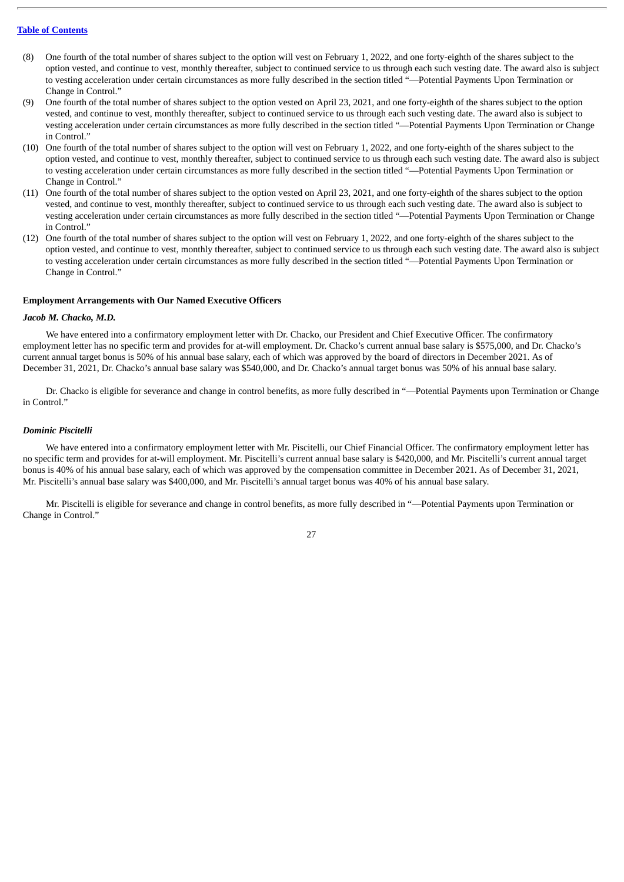(8) One fourth of the total number of shares subject to the option will vest on February 1, 2022, and one forty-eighth of the shares subject to the option vested, and continue to vest, monthly thereafter, subject to continued service to us through each such vesting date. The award also is subject to vesting acceleration under certain circumstances as more fully described in the section titled "—Potential Payments Upon Termination or Change in Control."

(9) One fourth of the total number of shares subject to the option vested on April 23, 2021, and one forty-eighth of the shares subject to the option vested, and continue to vest, monthly thereafter, subject to continued service to us through each such vesting date. The award also is subject to vesting acceleration under certain circumstances as more fully described in the section titled "—Potential Payments Upon Termination or Change in Control."

(10) One fourth of the total number of shares subject to the option will vest on February 1, 2022, and one forty-eighth of the shares subject to the option vested, and continue to vest, monthly thereafter, subject to continued service to us through each such vesting date. The award also is subject to vesting acceleration under certain circumstances as more fully described in the section titled "—Potential Payments Upon Termination or Change in Control."

(11) One fourth of the total number of shares subject to the option vested on April 23, 2021, and one forty-eighth of the shares subject to the option vested, and continue to vest, monthly thereafter, subject to continued service to us through each such vesting date. The award also is subject to vesting acceleration under certain circumstances as more fully described in the section titled "—Potential Payments Upon Termination or Change in Control."

(12) One fourth of the total number of shares subject to the option will vest on February 1, 2022, and one forty-eighth of the shares subject to the option vested, and continue to vest, monthly thereafter, subject to continued service to us through each such vesting date. The award also is subject to vesting acceleration under certain circumstances as more fully described in the section titled "—Potential Payments Upon Termination or Change in Control."

**Employment Arrangements with Our Named Executive Officers**

***Jacob M. Chacko, M.D.***

We have entered into a confirmatory employment letter with Dr. Chacko, our President and Chief Executive Officer. The confirmatory employment letter has no specific term and provides for at-will employment. Dr. Chacko's current annual base salary is $575,000, and Dr. Chacko's current annual target bonus is 50% of his annual base salary, each of which was approved by the board of directors in December 2021. As of December 31, 2021, Dr. Chacko's annual base salary was $540,000, and Dr. Chacko's annual target bonus was 50% of his annual base salary.

Dr. Chacko is eligible for severance and change in control benefits, as more fully described in "—Potential Payments upon Termination or Change in Control."

***Dominic Piscitelli***

We have entered into a confirmatory employment letter with Mr. Piscitelli, our Chief Financial Officer. The confirmatory employment letter has no specific term and provides for at-will employment. Mr. Piscitelli's current annual base salary is $420,000, and Mr. Piscitelli's current annual target bonus is 40% of his annual base salary, each of which was approved by the compensation committee in December 2021. As of December 31, 2021, Mr. Piscitelli's annual base salary was $400,000, and Mr. Piscitelli's annual target bonus was 40% of his annual base salary.

Mr. Piscitelli is eligible for severance and change in control benefits, as more fully described in "—Potential Payments upon Termination or Change in Control."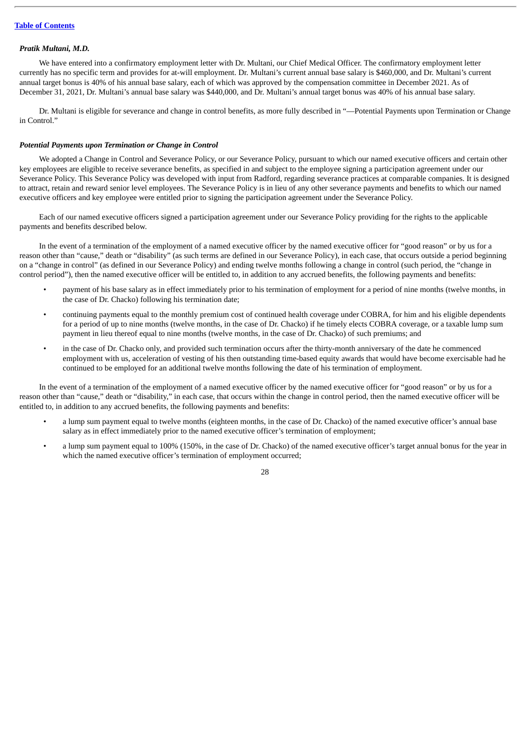*Pratik Multani, M.D.*

We have entered into a confirmatory employment letter with Dr. Multani, our Chief Medical Officer. The confirmatory employment letter currently has no specific term and provides for at-will employment. Dr. Multani's current annual base salary is $460,000, and Dr. Multani's current annual target bonus is 40% of his annual base salary, each of which was approved by the compensation committee in December 2021. As of December 31, 2021, Dr. Multani's annual base salary was $440,000, and Dr. Multani's annual target bonus was 40% of his annual base salary.

Dr. Multani is eligible for severance and change in control benefits, as more fully described in "—Potential Payments upon Termination or Change in Control."

*Potential Payments upon Termination or Change in Control*

We adopted a Change in Control and Severance Policy, or our Severance Policy, pursuant to which our named executive officers and certain other key employees are eligible to receive severance benefits, as specified in and subject to the employee signing a participation agreement under our Severance Policy. This Severance Policy was developed with input from Radford, regarding severance practices at comparable companies. It is designed to attract, retain and reward senior level employees. The Severance Policy is in lieu of any other severance payments and benefits to which our named executive officers and key employee were entitled prior to signing the participation agreement under the Severance Policy.

Each of our named executive officers signed a participation agreement under our Severance Policy providing for the rights to the applicable payments and benefits described below.

In the event of a termination of the employment of a named executive officer by the named executive officer for "good reason" or by us for a reason other than "cause," death or "disability" (as such terms are defined in our Severance Policy), in each case, that occurs outside a period beginning on a "change in control" (as defined in our Severance Policy) and ending twelve months following a change in control (such period, the "change in control period"), then the named executive officer will be entitled to, in addition to any accrued benefits, the following payments and benefits:

- payment of his base salary as in effect immediately prior to his termination of employment for a period of nine months (twelve months, in the case of Dr. Chacko) following his termination date;
- continuing payments equal to the monthly premium cost of continued health coverage under COBRA, for him and his eligible dependents for a period of up to nine months (twelve months, in the case of Dr. Chacko) if he timely elects COBRA coverage, or a taxable lump sum payment in lieu thereof equal to nine months (twelve months, in the case of Dr. Chacko) of such premiums; and
- in the case of Dr. Chacko only, and provided such termination occurs after the thirty-month anniversary of the date he commenced employment with us, acceleration of vesting of his then outstanding time-based equity awards that would have become exercisable had he continued to be employed for an additional twelve months following the date of his termination of employment.

In the event of a termination of the employment of a named executive officer by the named executive officer for "good reason" or by us for a reason other than "cause," death or "disability," in each case, that occurs within the change in control period, then the named executive officer will be entitled to, in addition to any accrued benefits, the following payments and benefits:

- a lump sum payment equal to twelve months (eighteen months, in the case of Dr. Chacko) of the named executive officer's annual base salary as in effect immediately prior to the named executive officer's termination of employment;
- a lump sum payment equal to 100% (150%, in the case of Dr. Chacko) of the named executive officer's target annual bonus for the year in which the named executive officer's termination of employment occurred;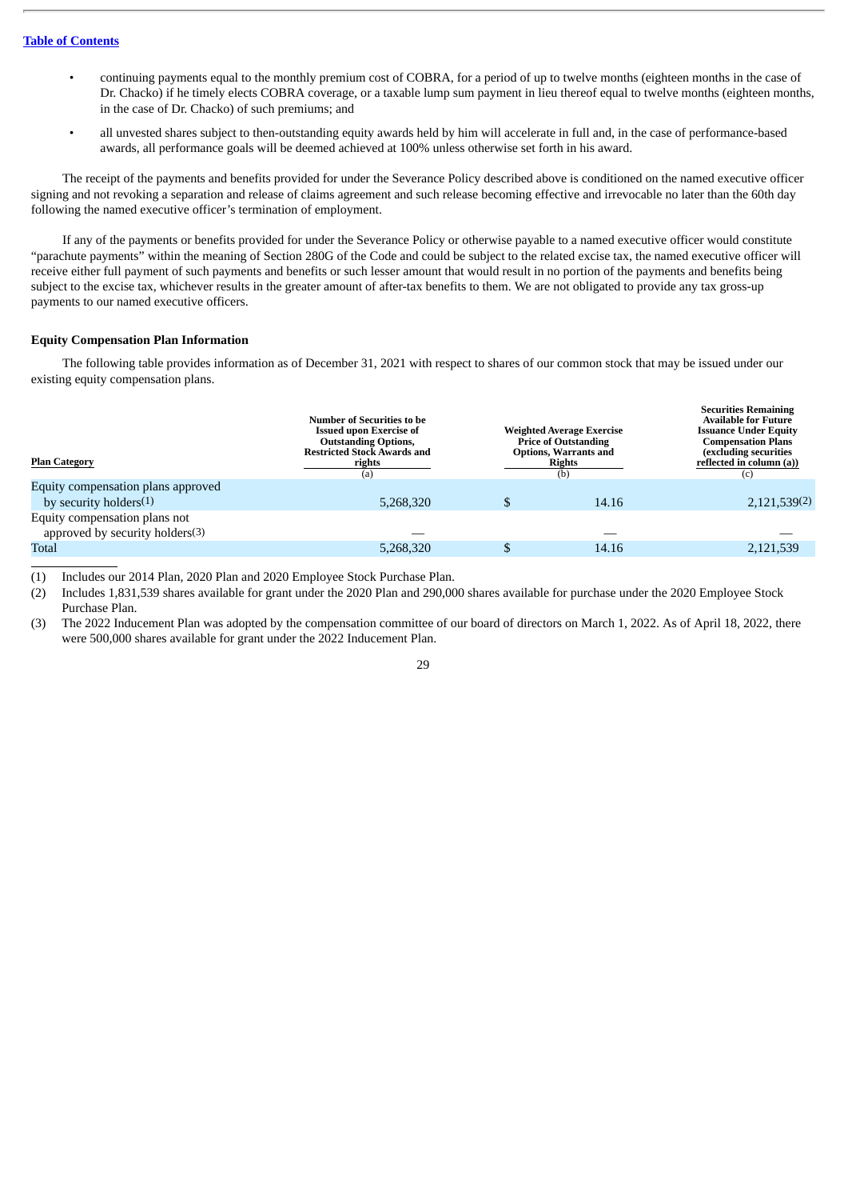- continuing payments equal to the monthly premium cost of COBRA, for a period of up to twelve months (eighteen months in the case of Dr. Chacko) if he timely elects COBRA coverage, or a taxable lump sum payment in lieu thereof equal to twelve months (eighteen months, in the case of Dr. Chacko) of such premiums; and
- all unvested shares subject to then-outstanding equity awards held by him will accelerate in full and, in the case of performance-based awards, all performance goals will be deemed achieved at 100% unless otherwise set forth in his award.

The receipt of the payments and benefits provided for under the Severance Policy described above is conditioned on the named executive officer signing and not revoking a separation and release of claims agreement and such release becoming effective and irrevocable no later than the 60th day following the named executive officer's termination of employment.

If any of the payments or benefits provided for under the Severance Policy or otherwise payable to a named executive officer would constitute "parachute payments" within the meaning of Section 280G of the Code and could be subject to the related excise tax, the named executive officer will receive either full payment of such payments and benefits or such lesser amount that would result in no portion of the payments and benefits being subject to the excise tax, whichever results in the greater amount of after-tax benefits to them. We are not obligated to provide any tax gross-up payments to our named executive officers.

**Equity Compensation Plan Information**

The following table provides information as of December 31, 2021 with respect to shares of our common stock that may be issued under our existing equity compensation plans.

| Plan Category | Number of Securities to be Issued upon Exercise of Outstanding Options, Restricted Stock Awards and rights (a) | Weighted Average Exercise Price of Outstanding Options, Warrants and Rights (b) | Securities Remaining Available for Future Issuance Under Equity Compensation Plans (excluding securities reflected in column (a)) (c) |
|---|---|---|---|
| Equity compensation plans approved by security holders(1) | 5,268,320 | $ 14.16 | 2,121,539(2) |
| Equity compensation plans not approved by security holders(3) | — | — | — |
| Total | 5,268,320 | $ 14.16 | 2,121,539 |

(1) Includes our 2014 Plan, 2020 Plan and 2020 Employee Stock Purchase Plan.

(2) Includes 1,831,539 shares available for grant under the 2020 Plan and 290,000 shares available for purchase under the 2020 Employee Stock Purchase Plan.

(3) The 2022 Inducement Plan was adopted by the compensation committee of our board of directors on March 1, 2022. As of April 18, 2022, there were 500,000 shares available for grant under the 2022 Inducement Plan.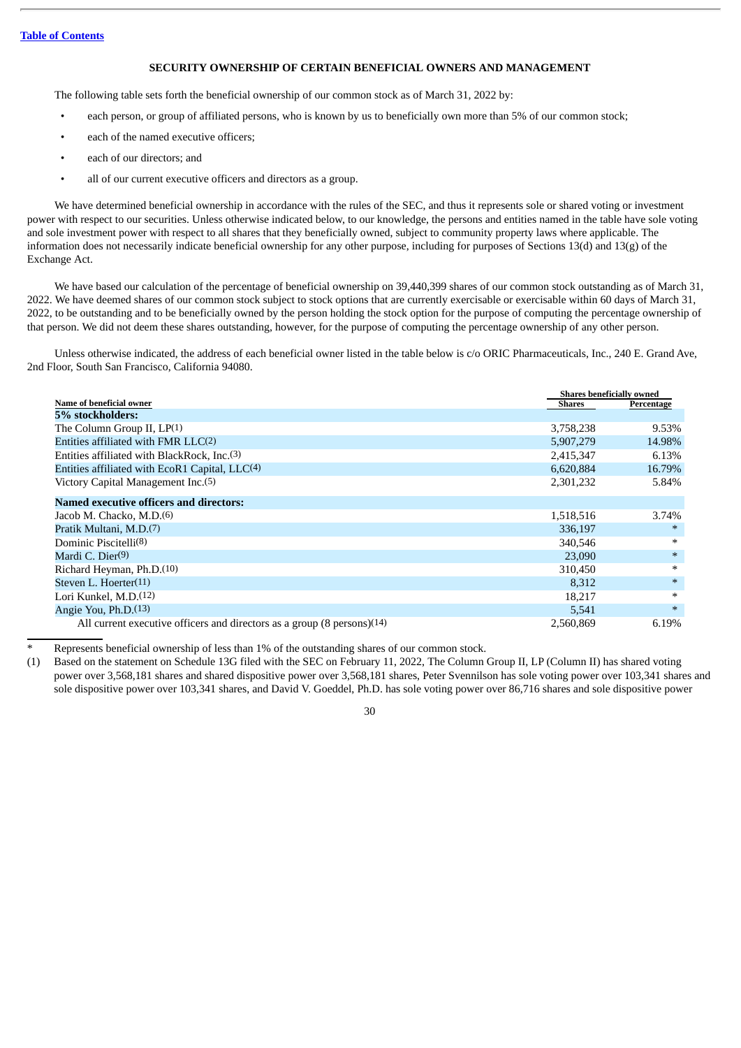[Table of Contents](#)

## SECURITY OWNERSHIP OF CERTAIN BENEFICIAL OWNERS AND MANAGEMENT

The following table sets forth the beneficial ownership of our common stock as of March 31, 2022 by:

- each person, or group of affiliated persons, who is known by us to beneficially own more than 5% of our common stock;
- each of the named executive officers;
- each of our directors; and
- all of our current executive officers and directors as a group.

We have determined beneficial ownership in accordance with the rules of the SEC, and thus it represents sole or shared voting or investment power with respect to our securities. Unless otherwise indicated below, to our knowledge, the persons and entities named in the table have sole voting and sole investment power with respect to all shares that they beneficially owned, subject to community property laws where applicable. The information does not necessarily indicate beneficial ownership for any other purpose, including for purposes of Sections 13(d) and 13(g) of the Exchange Act.

We have based our calculation of the percentage of beneficial ownership on 39,440,399 shares of our common stock outstanding as of March 31, 2022. We have deemed shares of our common stock subject to stock options that are currently exercisable or exercisable within 60 days of March 31, 2022, to be outstanding and to be beneficially owned by the person holding the stock option for the purpose of computing the percentage ownership of that person. We did not deem these shares outstanding, however, for the purpose of computing the percentage ownership of any other person.

Unless otherwise indicated, the address of each beneficial owner listed in the table below is c/o ORIC Pharmaceuticals, Inc., 240 E. Grand Ave, 2nd Floor, South San Francisco, California 94080.

| Name of beneficial owner | Shares beneficially owned | |
|---|---|---|
| | Shares | Percentage |
| **5% stockholders:** | | |
| The Column Group II, LP[1] | 3,758,238 | 9.53% |
| Entities affiliated with FMR LLC[2] | 5,907,279 | 14.98% |
| Entities affiliated with BlackRock, Inc.[3] | 2,415,347 | 6.13% |
| Entities affiliated with EcoR1 Capital, LLC[4] | 6,620,884 | 16.79% |
| Victory Capital Management Inc.[5] | 2,301,232 | 5.84% |
| **Named executive officers and directors:** | | |
| Jacob M. Chacko, M.D.[6] | 1,518,516 | 3.74% |
| Pratik Multani, M.D.[7] | 336,197 | * |
| Dominic Piscitelli[8] | 340,546 | * |
| Mardi C. Dier[9] | 23,090 | * |
| Richard Heyman, Ph.D.[10] | 310,450 | * |
| Steven L. Hoerter[11] | 8,312 | * |
| Lori Kunkel, M.D.[12] | 18,217 | * |
| Angie You, Ph.D.[13] | 5,541 | * |
| All current executive officers and directors as a group (8 persons)[14] | 2,560,869 | 6.19% |

\* Represents beneficial ownership of less than 1% of the outstanding shares of our common stock.

(1) Based on the statement on Schedule 13G filed with the SEC on February 11, 2022, The Column Group II, LP (Column II) has shared voting power over 3,568,181 shares and shared dispositive power over 3,568,181 shares, Peter Svennilson has sole voting power over 103,341 shares and sole dispositive power over 103,341 shares, and David V. Goeddel, Ph.D. has sole voting power over 86,716 shares and sole dispositive power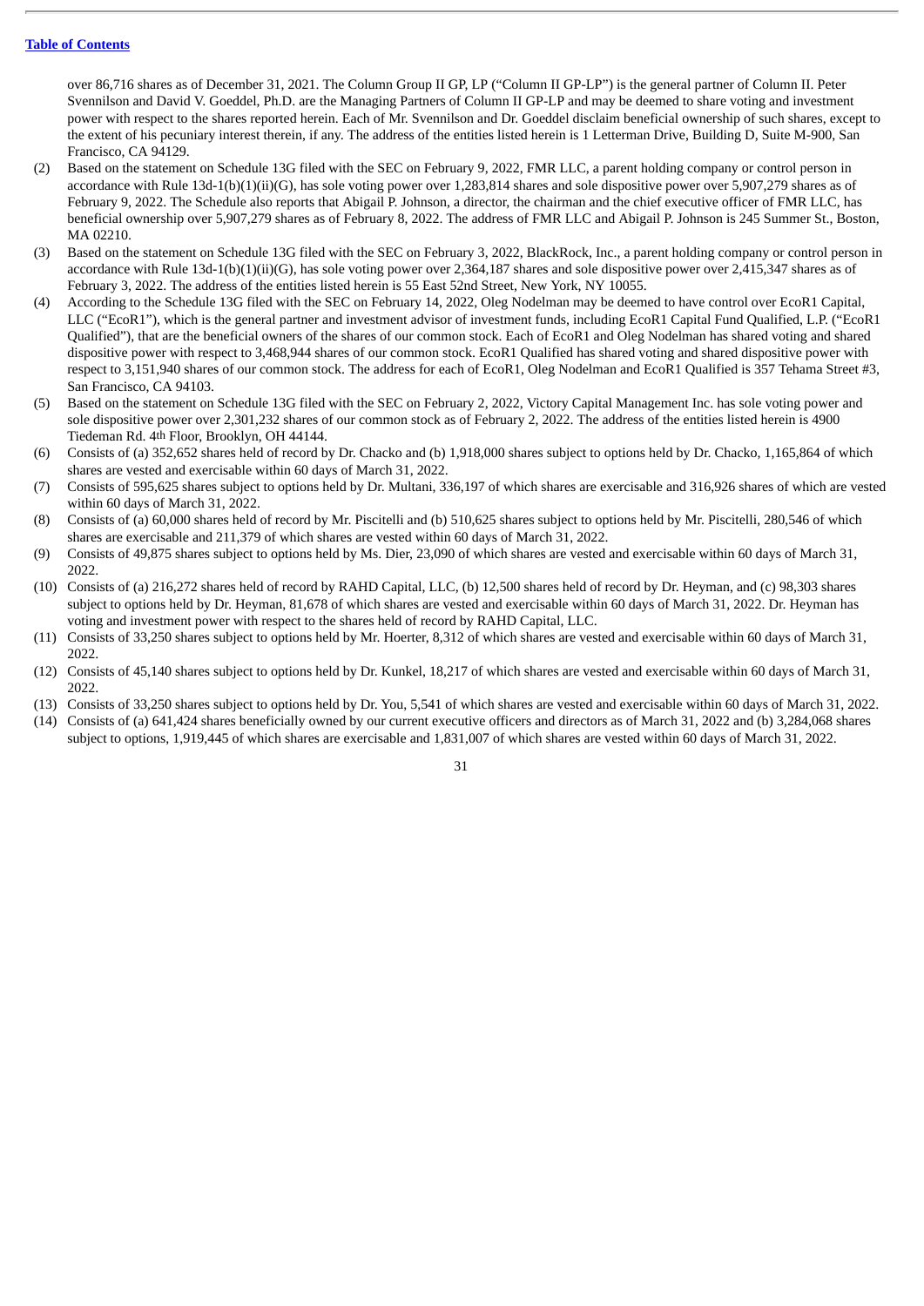over 86,716 shares as of December 31, 2021. The Column Group II GP, LP ("Column II GP-LP") is the general partner of Column II. Peter Svennilson and David V. Goeddel, Ph.D. are the Managing Partners of Column II GP-LP and may be deemed to share voting and investment power with respect to the shares reported herein. Each of Mr. Svennilson and Dr. Goeddel disclaim beneficial ownership of such shares, except to the extent of his pecuniary interest therein, if any. The address of the entities listed herein is 1 Letterman Drive, Building D, Suite M-900, San Francisco, CA 94129.

(2) Based on the statement on Schedule 13G filed with the SEC on February 9, 2022, FMR LLC, a parent holding company or control person in accordance with Rule 13d-1(b)(1)(ii)(G), has sole voting power over 1,283,814 shares and sole dispositive power over 5,907,279 shares as of February 9, 2022. The Schedule also reports that Abigail P. Johnson, a director, the chairman and the chief executive officer of FMR LLC, has beneficial ownership over 5,907,279 shares as of February 8, 2022. The address of FMR LLC and Abigail P. Johnson is 245 Summer St., Boston, MA 02210.

(3) Based on the statement on Schedule 13G filed with the SEC on February 3, 2022, BlackRock, Inc., a parent holding company or control person in accordance with Rule 13d-1(b)(1)(ii)(G), has sole voting power over 2,364,187 shares and sole dispositive power over 2,415,347 shares as of February 3, 2022. The address of the entities listed herein is 55 East 52nd Street, New York, NY 10055.

(4) According to the Schedule 13G filed with the SEC on February 14, 2022, Oleg Nodelman may be deemed to have control over EcoR1 Capital, LLC ("EcoR1"), which is the general partner and investment advisor of investment funds, including EcoR1 Capital Fund Qualified, L.P. ("EcoR1 Qualified"), that are the beneficial owners of the shares of our common stock. Each of EcoR1 and Oleg Nodelman has shared voting and shared dispositive power with respect to 3,468,944 shares of our common stock. EcoR1 Qualified has shared voting and shared dispositive power with respect to 3,151,940 shares of our common stock. The address for each of EcoR1, Oleg Nodelman and EcoR1 Qualified is 357 Tehama Street #3, San Francisco, CA 94103.

(5) Based on the statement on Schedule 13G filed with the SEC on February 2, 2022, Victory Capital Management Inc. has sole voting power and sole dispositive power over 2,301,232 shares of our common stock as of February 2, 2022. The address of the entities listed herein is 4900 Tiedeman Rd. 4th Floor, Brooklyn, OH 44144.

(6) Consists of (a) 352,652 shares held of record by Dr. Chacko and (b) 1,918,000 shares subject to options held by Dr. Chacko, 1,165,864 of which shares are vested and exercisable within 60 days of March 31, 2022.

(7) Consists of 595,625 shares subject to options held by Dr. Multani, 336,197 of which shares are exercisable and 316,926 shares of which are vested within 60 days of March 31, 2022.

(8) Consists of (a) 60,000 shares held of record by Mr. Piscitelli and (b) 510,625 shares subject to options held by Mr. Piscitelli, 280,546 of which shares are exercisable and 211,379 of which shares are vested within 60 days of March 31, 2022.

(9) Consists of 49,875 shares subject to options held by Ms. Dier, 23,090 of which shares are vested and exercisable within 60 days of March 31, 2022.

(10) Consists of (a) 216,272 shares held of record by RAHD Capital, LLC, (b) 12,500 shares held of record by Dr. Heyman, and (c) 98,303 shares subject to options held by Dr. Heyman, 81,678 of which shares are vested and exercisable within 60 days of March 31, 2022. Dr. Heyman has voting and investment power with respect to the shares held of record by RAHD Capital, LLC.

(11) Consists of 33,250 shares subject to options held by Mr. Hoerter, 8,312 of which shares are vested and exercisable within 60 days of March 31, 2022.

(12) Consists of 45,140 shares subject to options held by Dr. Kunkel, 18,217 of which shares are vested and exercisable within 60 days of March 31, 2022.

(13) Consists of 33,250 shares subject to options held by Dr. You, 5,541 of which shares are vested and exercisable within 60 days of March 31, 2022.

(14) Consists of (a) 641,424 shares beneficially owned by our current executive officers and directors as of March 31, 2022 and (b) 3,284,068 shares subject to options, 1,919,445 of which shares are exercisable and 1,831,007 of which shares are vested within 60 days of March 31, 2022.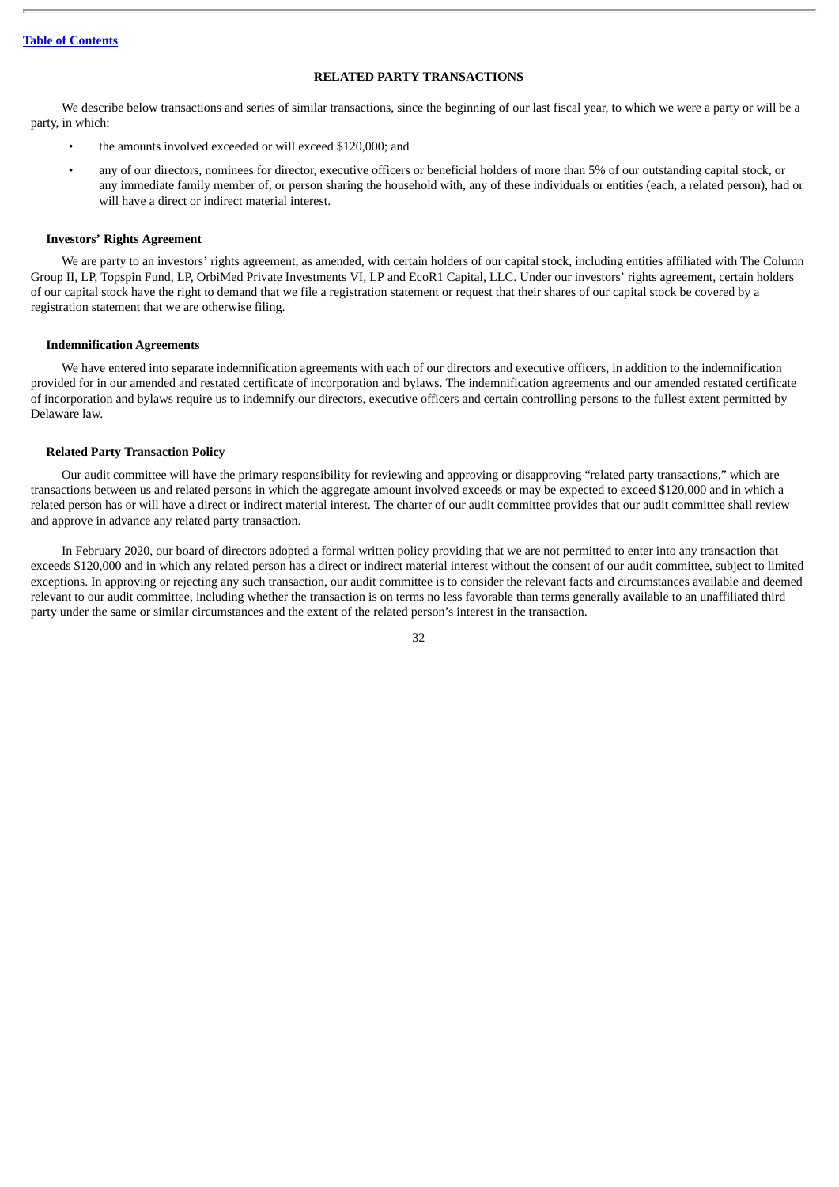## RELATED PARTY TRANSACTIONS

We describe below transactions and series of similar transactions, since the beginning of our last fiscal year, to which we were a party or will be a party, in which:

- the amounts involved exceeded or will exceed $120,000; and
- any of our directors, nominees for director, executive officers or beneficial holders of more than 5% of our outstanding capital stock, or any immediate family member of, or person sharing the household with, any of these individuals or entities (each, a related person), had or will have a direct or indirect material interest.

### Investors' Rights Agreement

We are party to an investors' rights agreement, as amended, with certain holders of our capital stock, including entities affiliated with The Column Group II, LP, Topspin Fund, LP, OrbiMed Private Investments VI, LP and EcoR1 Capital, LLC. Under our investors' rights agreement, certain holders of our capital stock have the right to demand that we file a registration statement or request that their shares of our capital stock be covered by a registration statement that we are otherwise filing.

### Indemnification Agreements

We have entered into separate indemnification agreements with each of our directors and executive officers, in addition to the indemnification provided for in our amended and restated certificate of incorporation and bylaws. The indemnification agreements and our amended restated certificate of incorporation and bylaws require us to indemnify our directors, executive officers and certain controlling persons to the fullest extent permitted by Delaware law.

### Related Party Transaction Policy

Our audit committee will have the primary responsibility for reviewing and approving or disapproving "related party transactions," which are transactions between us and related persons in which the aggregate amount involved exceeds or may be expected to exceed $120,000 and in which a related person has or will have a direct or indirect material interest. The charter of our audit committee provides that our audit committee shall review and approve in advance any related party transaction.

In February 2020, our board of directors adopted a formal written policy providing that we are not permitted to enter into any transaction that exceeds $120,000 and in which any related person has a direct or indirect material interest without the consent of our audit committee, subject to limited exceptions. In approving or rejecting any such transaction, our audit committee is to consider the relevant facts and circumstances available and deemed relevant to our audit committee, including whether the transaction is on terms no less favorable than terms generally available to an unaffiliated third party under the same or similar circumstances and the extent of the related person's interest in the transaction.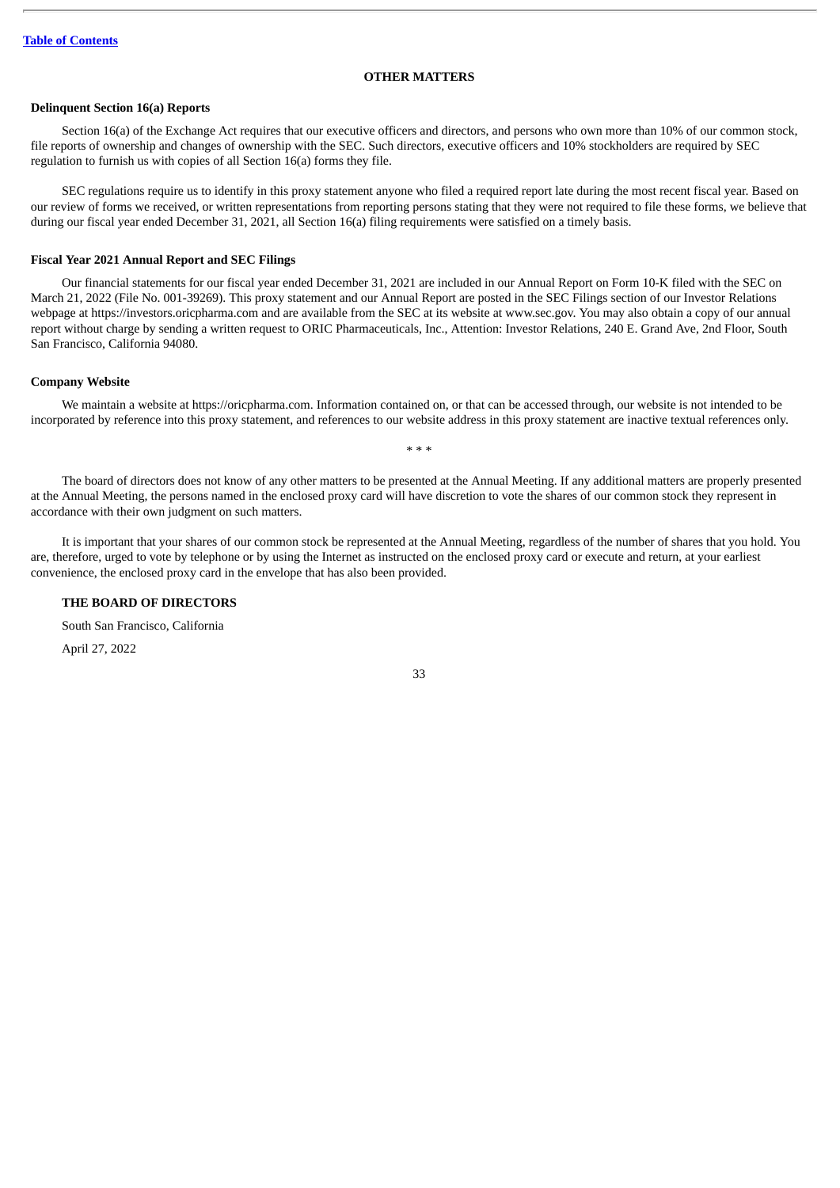## OTHER MATTERS

### Delinquent Section 16(a) Reports

Section 16(a) of the Exchange Act requires that our executive officers and directors, and persons who own more than 10% of our common stock, file reports of ownership and changes of ownership with the SEC. Such directors, executive officers and 10% stockholders are required by SEC regulation to furnish us with copies of all Section 16(a) forms they file.

SEC regulations require us to identify in this proxy statement anyone who filed a required report late during the most recent fiscal year. Based on our review of forms we received, or written representations from reporting persons stating that they were not required to file these forms, we believe that during our fiscal year ended December 31, 2021, all Section 16(a) filing requirements were satisfied on a timely basis.

### Fiscal Year 2021 Annual Report and SEC Filings

Our financial statements for our fiscal year ended December 31, 2021 are included in our Annual Report on Form 10-K filed with the SEC on March 21, 2022 (File No. 001-39269). This proxy statement and our Annual Report are posted in the SEC Filings section of our Investor Relations webpage at https://investors.oricpharma.com and are available from the SEC at its website at www.sec.gov. You may also obtain a copy of our annual report without charge by sending a written request to ORIC Pharmaceuticals, Inc., Attention: Investor Relations, 240 E. Grand Ave, 2nd Floor, South San Francisco, California 94080.

### Company Website

We maintain a website at https://oricpharma.com. Information contained on, or that can be accessed through, our website is not intended to be incorporated by reference into this proxy statement, and references to our website address in this proxy statement are inactive textual references only.

\* \* \*

The board of directors does not know of any other matters to be presented at the Annual Meeting. If any additional matters are properly presented at the Annual Meeting, the persons named in the enclosed proxy card will have discretion to vote the shares of our common stock they represent in accordance with their own judgment on such matters.

It is important that your shares of our common stock be represented at the Annual Meeting, regardless of the number of shares that you hold. You are, therefore, urged to vote by telephone or by using the Internet as instructed on the enclosed proxy card or execute and return, at your earliest convenience, the enclosed proxy card in the envelope that has also been provided.

**THE BOARD OF DIRECTORS**

South San Francisco, California

April 27, 2022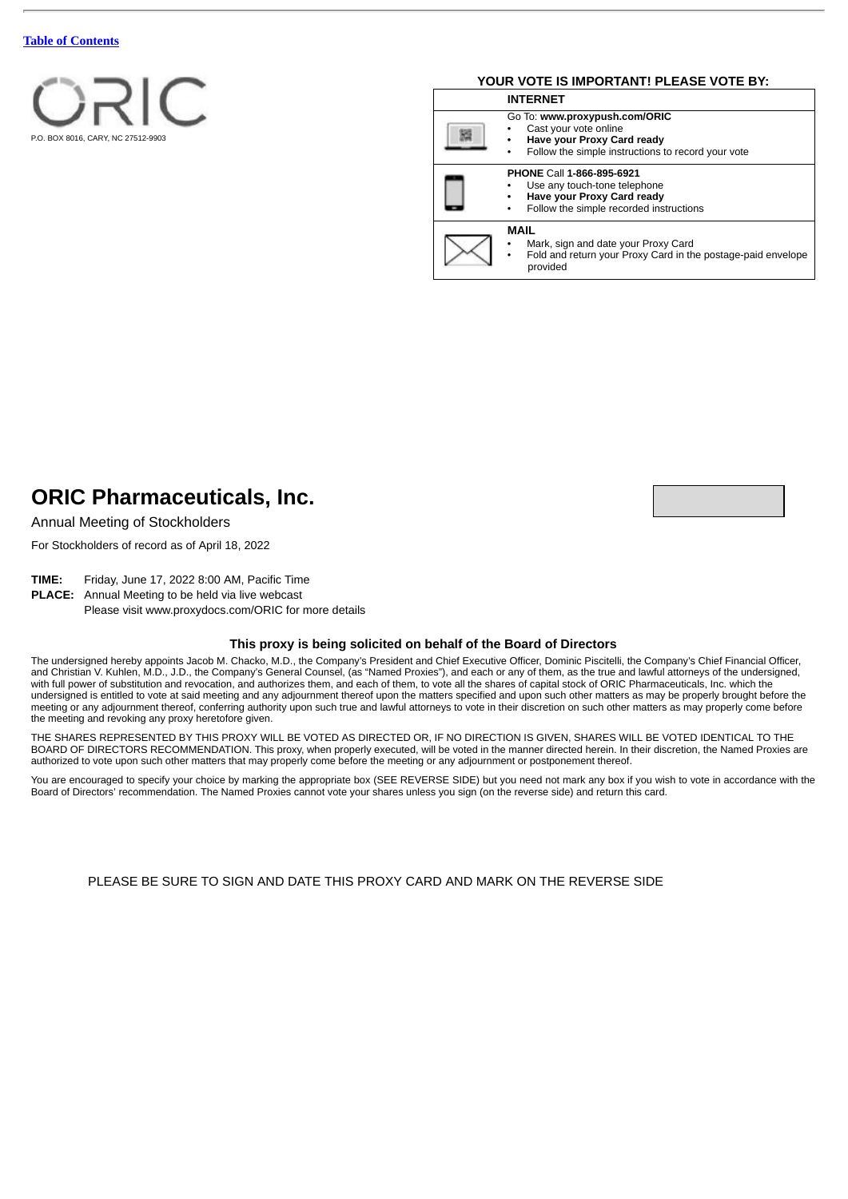[Table of Contents](#)

ORIC

P.O. BOX 8016, CARY, NC 27512-9903

**YOUR VOTE IS IMPORTANT! PLEASE VOTE BY:**

| | |
|---|---|
| | **INTERNET** |
| | Go To: **www.proxypush.com/ORIC**<br>• Cast your vote online<br>• **Have your Proxy Card ready**<br>• Follow the simple instructions to record your vote |
| | **PHONE** Call **1-866-895-6921**<br>• Use any touch-tone telephone<br>• **Have your Proxy Card ready**<br>• Follow the simple recorded instructions |
| | **MAIL**<br>• Mark, sign and date your Proxy Card<br>• Fold and return your Proxy Card in the postage-paid envelope provided |

# ORIC Pharmaceuticals, Inc.

Annual Meeting of Stockholders

For Stockholders of record as of April 18, 2022

**TIME:** Friday, June 17, 2022 8:00 AM, Pacific Time

**PLACE:** Annual Meeting to be held via live webcast
Please visit www.proxydocs.com/ORIC for more details

**This proxy is being solicited on behalf of the Board of Directors**

The undersigned hereby appoints Jacob M. Chacko, M.D., the Company's President and Chief Executive Officer, Dominic Piscitelli, the Company's Chief Financial Officer, and Christian V. Kuhlen, M.D., J.D., the Company's General Counsel, (as "Named Proxies"), and each or any of them, as the true and lawful attorneys of the undersigned, with full power of substitution and revocation, and authorizes them, and each of them, to vote all the shares of capital stock of ORIC Pharmaceuticals, Inc. which the undersigned is entitled to vote at said meeting and any adjournment thereof upon the matters specified and upon such other matters as may be properly brought before the meeting or any adjournment thereof, conferring authority upon such true and lawful attorneys to vote in their discretion on such other matters as may properly come before the meeting and revoking any proxy heretofore given.

THE SHARES REPRESENTED BY THIS PROXY WILL BE VOTED AS DIRECTED OR, IF NO DIRECTION IS GIVEN, SHARES WILL BE VOTED IDENTICAL TO THE BOARD OF DIRECTORS RECOMMENDATION. This proxy, when properly executed, will be voted in the manner directed herein. In their discretion, the Named Proxies are authorized to vote upon such other matters that may properly come before the meeting or any adjournment or postponement thereof.

You are encouraged to specify your choice by marking the appropriate box (SEE REVERSE SIDE) but you need not mark any box if you wish to vote in accordance with the Board of Directors' recommendation. The Named Proxies cannot vote your shares unless you sign (on the reverse side) and return this card.

PLEASE BE SURE TO SIGN AND DATE THIS PROXY CARD AND MARK ON THE REVERSE SIDE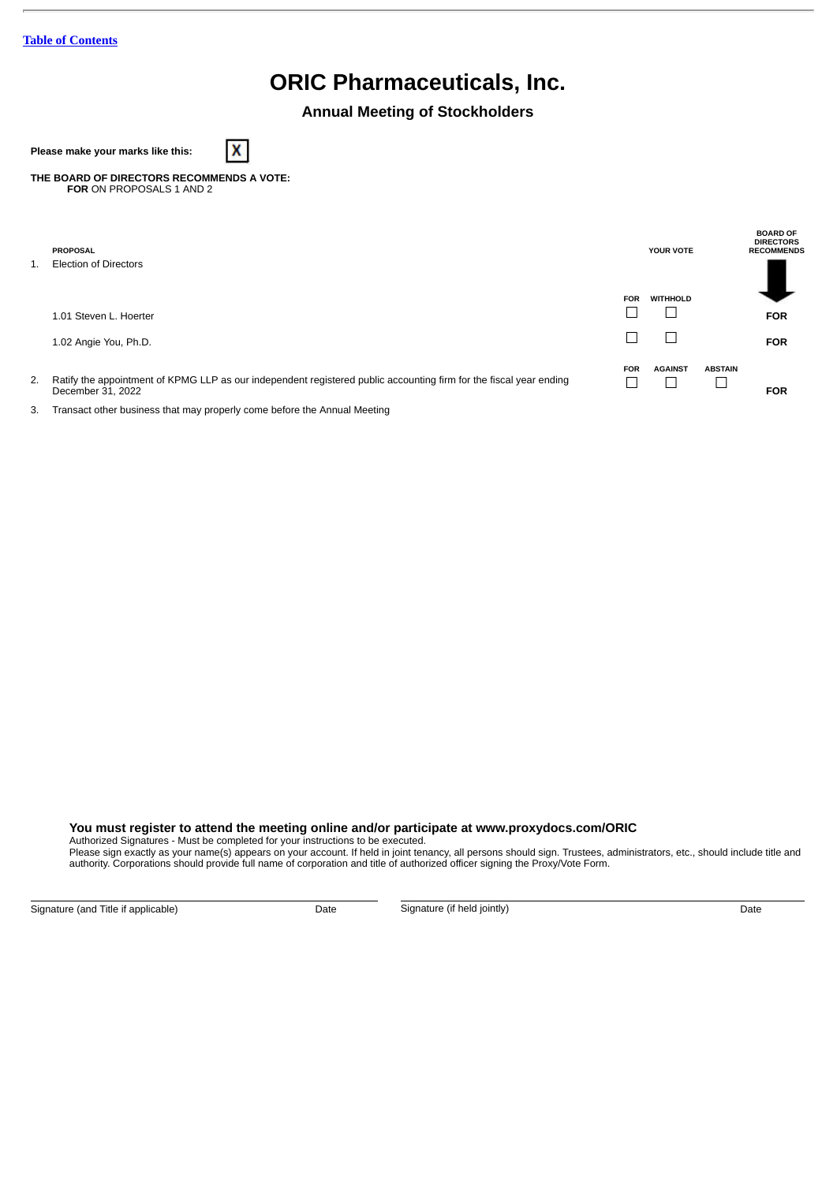[Table of Contents](#)

# ORIC Pharmaceuticals, Inc.

## Annual Meeting of Stockholders

**Please make your marks like this:** X

**THE BOARD OF DIRECTORS RECOMMENDS A VOTE:**
**FOR** ON PROPOSALS 1 AND 2

| | PROPOSAL | YOUR VOTE | | | BOARD OF DIRECTORS RECOMMENDS |
|---|---|---|---|---|---|
| 1. | Election of Directors | | | | |
| | | FOR | WITHHOLD | | |
| | 1.01 Steven L. Hoerter | ☐ | ☐ | | FOR |
| | 1.02 Angie You, Ph.D. | ☐ | ☐ | | FOR |
| | | FOR | AGAINST | ABSTAIN | |
| 2. | Ratify the appointment of KPMG LLP as our independent registered public accounting firm for the fiscal year ending December 31, 2022 | ☐ | ☐ | ☐ | FOR |
| 3. | Transact other business that may properly come before the Annual Meeting | | | | |

**You must register to attend the meeting online and/or participate at www.proxydocs.com/ORIC**

Authorized Signatures - Must be completed for your instructions to be executed.

Please sign exactly as your name(s) appears on your account. If held in joint tenancy, all persons should sign. Trustees, administrators, etc., should include title and authority. Corporations should provide full name of corporation and title of authorized officer signing the Proxy/Vote Form.

Signature (and Title if applicable) Date

Signature (if held jointly) Date